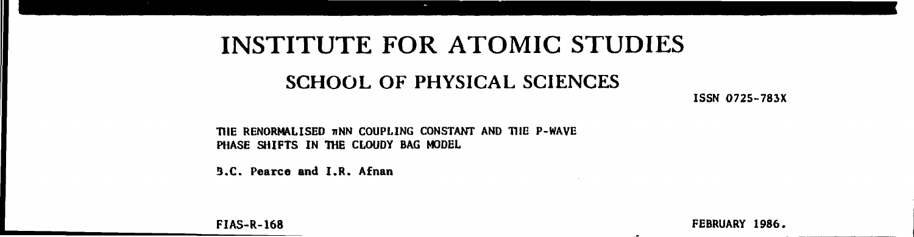# INSTITUTE FOR ATOMIC STUDIES

## SCHOOL OF PHYSICAL SCIENCES

ISSN 0725-783X

THE RENORMALISED $\pi$NN COUPLING CONSTANT AND THE P-WAVE PHASE SHIFTS IN THE CLOUDY BAG MODEL

B.C. Pearce and I.R. Afnan

FIAS-R-168

FEBRUARY 1986.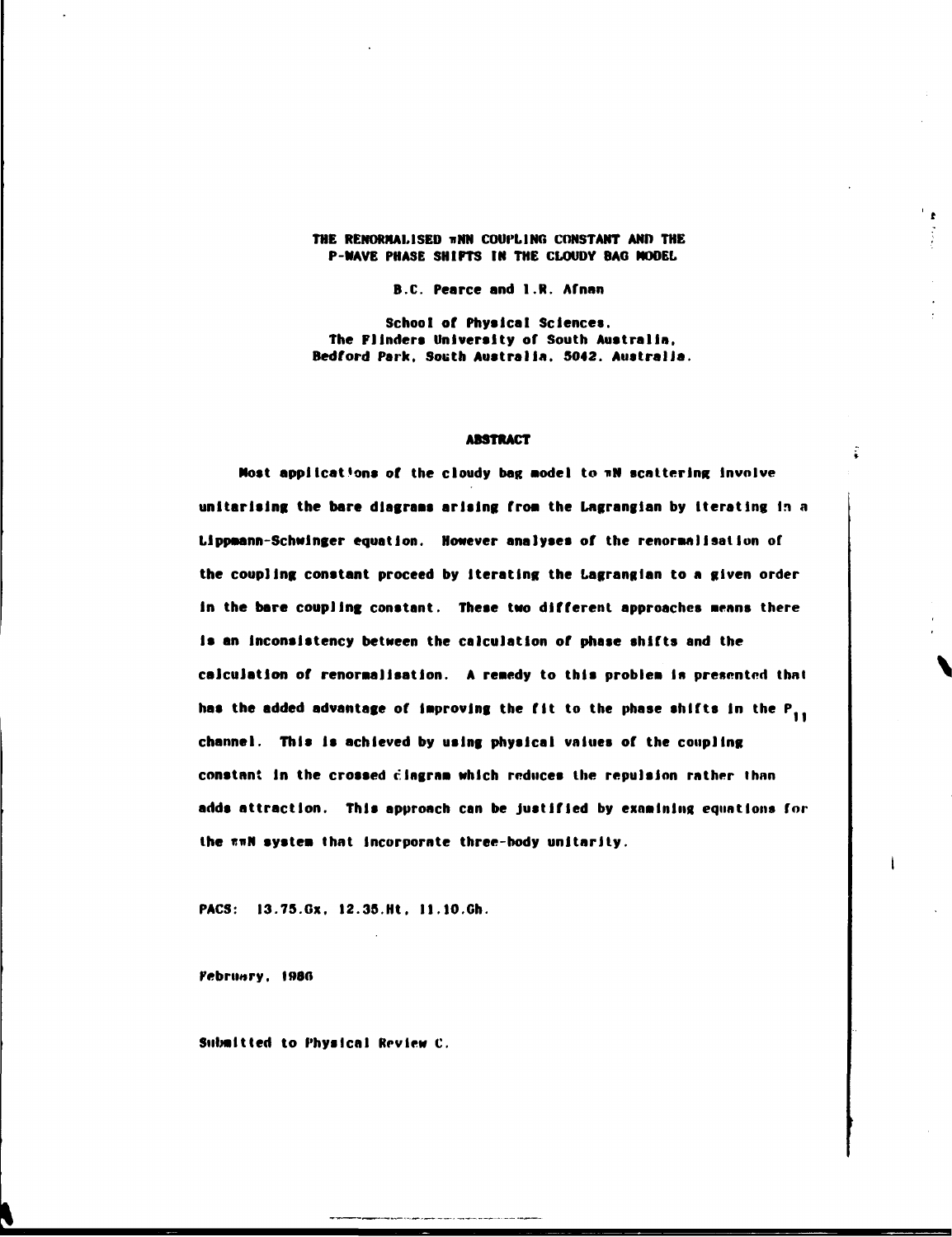# THE RENORMALISED $\pi NN$ COUPLING CONSTANT AND THE P-WAVE PHASE SHIFTS IN THE CLOUDY BAG MODEL

B.C. Pearce and I.R. Afnan

School of Physical Sciences,
The Flinders University of South Australia,
Bedford Park, South Australia, 5042. Australia.

## ABSTRACT

Most applications of the cloudy bag model to $\pi N$ scattering involve unitarising the bare diagrams arising from the Lagrangian by iterating in a Lippmann-Schwinger equation. However analyses of the renormalisation of the coupling constant proceed by iterating the Lagrangian to a given order in the bare coupling constant. These two different approaches means there is an inconsistency between the calculation of phase shifts and the calculation of renormalisation. A remedy to this problem is presented that has the added advantage of improving the fit to the phase shifts in the $P_{11}$ channel. This is achieved by using physical values of the coupling constant in the crossed diagram which reduces the repulsion rather than adds attraction. This approach can be justified by examining equations for the $\pi\pi N$ system that incorporate three-body unitarity.

PACS: 13.75.Gx, 12.35.Ht, 11.10.Gh.

February, 1986

Submitted to Physical Review C.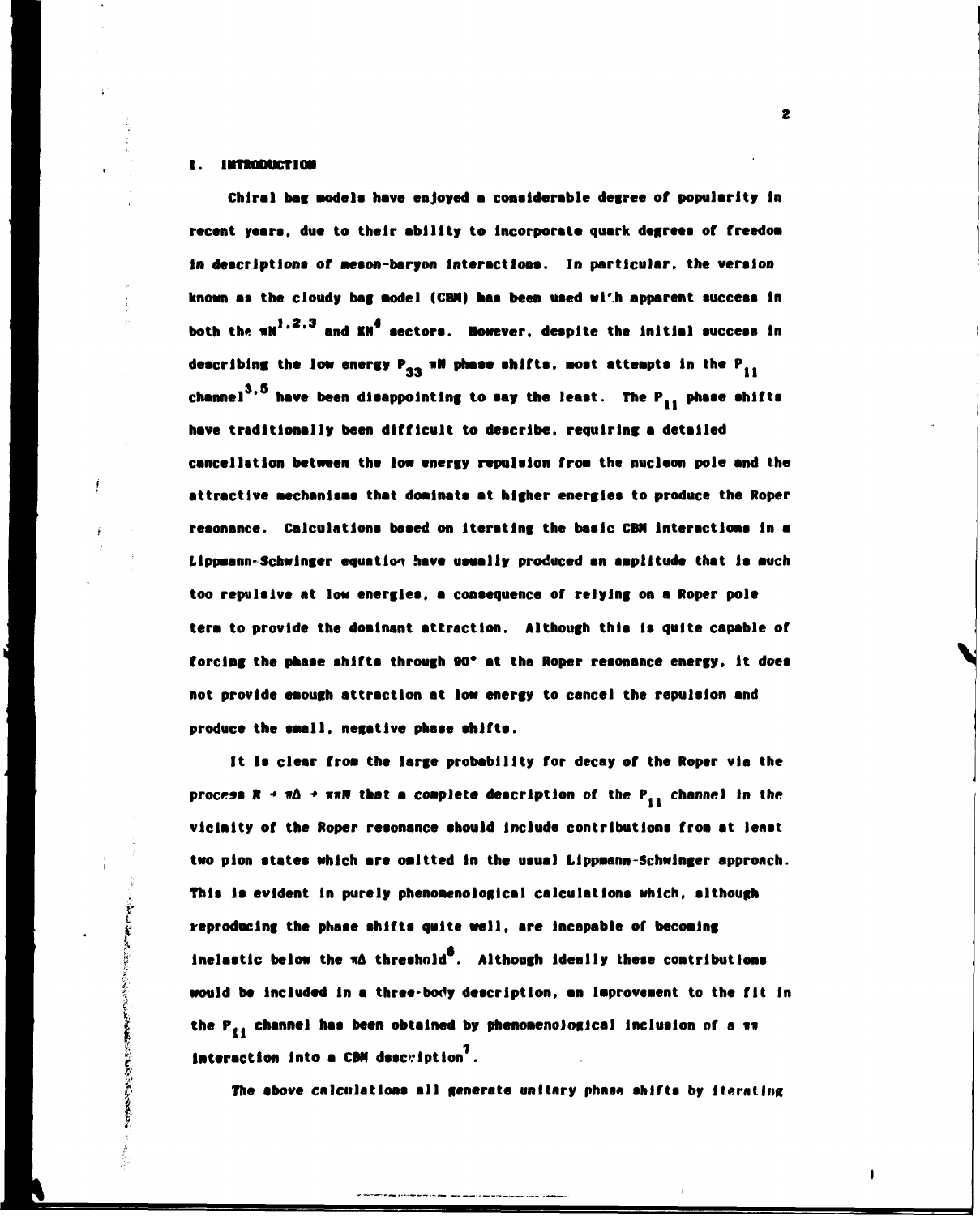## I. INTRODUCTION

Chiral bag models have enjoyed a considerable degree of popularity in recent years, due to their ability to incorporate quark degrees of freedom in descriptions of meson-baryon interactions. In particular, the version known as the cloudy bag model (CBM) has been used with apparent success in both the $\pi N$[1,2,3] and $KN$[4] sectors. However, despite the initial success in describing the low energy $P_{33}$ $\pi N$ phase shifts, most attempts in the $P_{11}$ channel[3,5] have been disappointing to say the least. The $P_{11}$ phase shifts have traditionally been difficult to describe, requiring a detailed cancellation between the low energy repulsion from the nucleon pole and the attractive mechanisms that dominate at higher energies to produce the Roper resonance. Calculations based on iterating the basic CBM interactions in a Lippmann-Schwinger equation have usually produced an amplitude that is much too repulsive at low energies, a consequence of relying on a Roper pole term to provide the dominant attraction. Although this is quite capable of forcing the phase shifts through 90° at the Roper resonance energy, it does not provide enough attraction at low energy to cancel the repulsion and produce the small, negative phase shifts.

It is clear from the large probability for decay of the Roper via the process $R \rightarrow \pi\Delta \rightarrow \pi\pi N$ that a complete description of the $P_{11}$ channel in the vicinity of the Roper resonance should include contributions from at least two pion states which are omitted in the usual Lippmann-Schwinger approach. This is evident in purely phenomenological calculations which, although reproducing the phase shifts quite well, are incapable of becoming inelastic below the $\pi\Delta$ threshold[6]. Although ideally these contributions would be included in a three-body description, an improvement to the fit in the $P_{11}$ channel has been obtained by phenomenological inclusion of a $\pi\pi$ interaction into a CBM description[7].

The above calculations all generate unitary phase shifts by iterating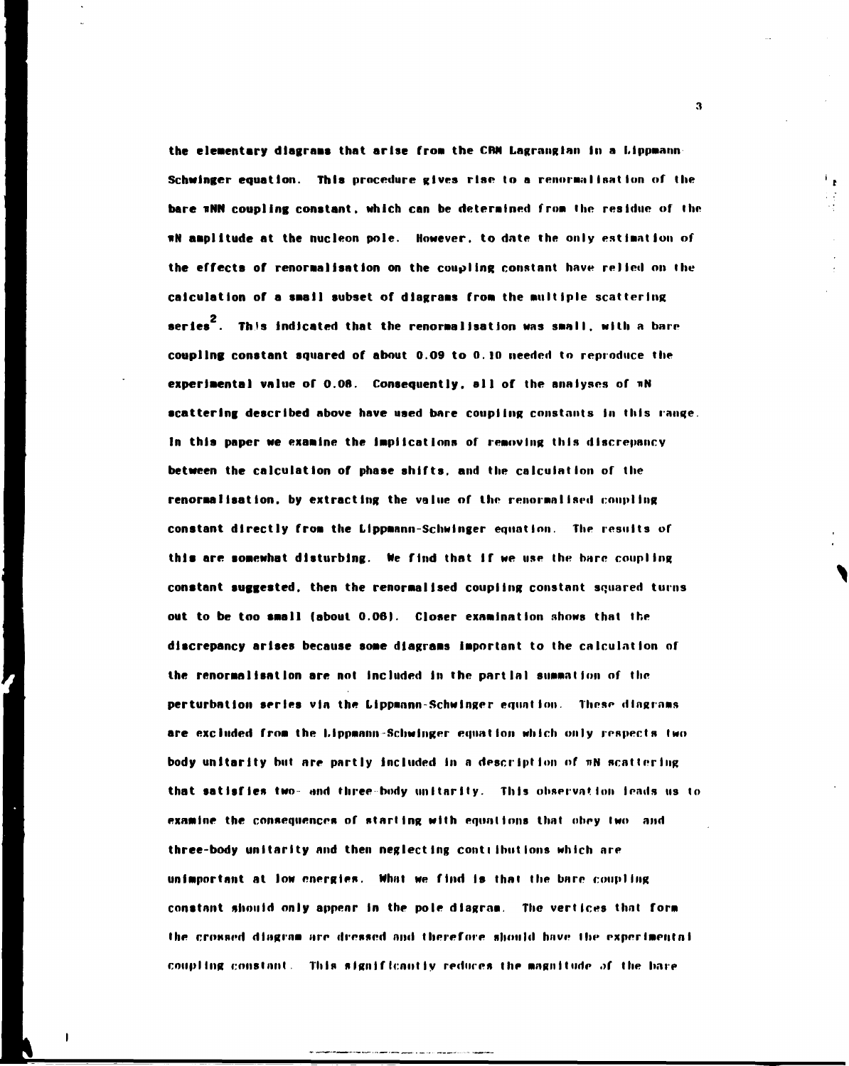the elementary diagrams that arise from the CBM Lagrangian in a Lippmann-Schwinger equation. This procedure gives rise to a renormalisation of the bare $\pi NN$ coupling constant, which can be determined from the residue of the $\pi N$ amplitude at the nucleon pole. However, to date the only estimation of the effects of renormalisation on the coupling constant have relied on the calculation of a small subset of diagrams from the multiple scattering series[2]. This indicated that the renormalisation was small, with a bare coupling constant squared of about 0.09 to 0.10 needed to reproduce the experimental value of 0.08. Consequently, all of the analyses of $\pi N$ scattering described above have used bare coupling constants in this range. In this paper we examine the implications of removing this discrepancy between the calculation of phase shifts, and the calculation of the renormalisation, by extracting the value of the renormalised coupling constant directly from the Lippmann-Schwinger equation. The results of this are somewhat disturbing. We find that if we use the bare coupling constant suggested, then the renormalised coupling constant squared turns out to be too small (about 0.06). Closer examination shows that the discrepancy arises because some diagrams important to the calculation of the renormalisation are not included in the partial summation of the perturbation series via the Lippmann-Schwinger equation. These diagrams are excluded from the Lippmann-Schwinger equation which only respects two body unitarity but are partly included in a description of $\pi N$ scattering that satisfies two- and three-body unitarity. This observation leads us to examine the consequences of starting with equations that obey two- and three-body unitarity and then neglecting contributions which are unimportant at low energies. What we find is that the bare coupling constant should only appear in the pole diagram. The vertices that form the crossed diagram are dressed and therefore should have the experimental coupling constant. This significantly reduces the magnitude of the bare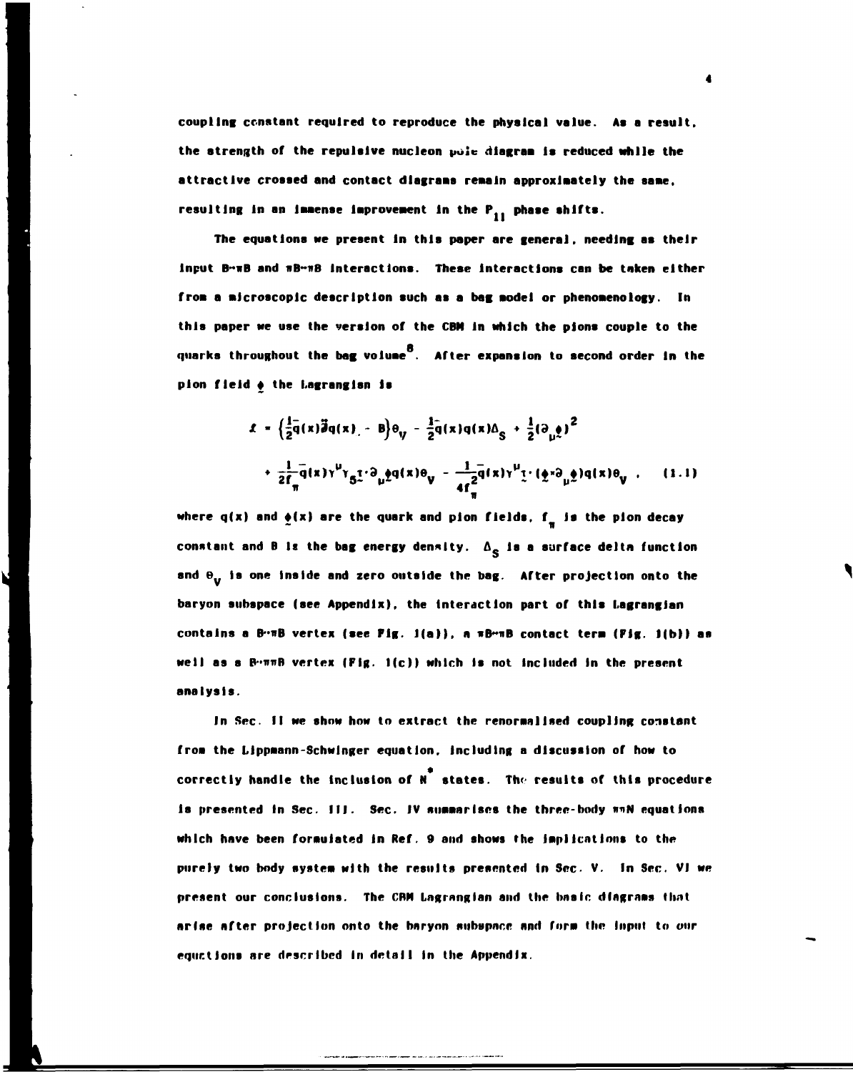coupling constant required to reproduce the physical value. As a result, the strength of the repulsive nucleon pole diagram is reduced while the attractive crossed and contact diagrams remain approximately the same, resulting in an immense improvement in the $P_{11}$ phase shifts.

The equations we present in this paper are general, needing as their input $B\to\pi B$ and $\pi B\to\pi B$ interactions. These interactions can be taken either from a microscopic description such as a bag model or phenomenology. In this paper we use the version of the CBM in which the pions couple to the quarks throughout the bag volume[8]. After expansion to second order in the pion field $\underset{\sim}{\phi}$ the Lagrangian is

$$\mathcal{L} = \left(\frac{i}{2}\bar{q}(x)\overleftrightarrow{\partial\!\!\!/}q(x) - B\right)\theta_V - \frac{1}{2}\bar{q}(x)q(x)\Delta_S + \frac{1}{2}(\partial_\mu\underset{\sim}{\phi})^2$$
$$+ \frac{1}{2f_\pi}\bar{q}(x)\gamma^\mu\gamma_5\underset{\sim}{\tau}\cdot\partial_\mu\underset{\sim}{\phi}q(x)\theta_V - \frac{1}{4f_\pi^2}\bar{q}(x)\gamma^\mu\underset{\sim}{\tau}\cdot(\underset{\sim}{\phi}\times\partial_\mu\underset{\sim}{\phi})q(x)\theta_V \ , \quad (1.1)$$

where $q(x)$ and $\underset{\sim}{\phi}(x)$ are the quark and pion fields, $f_\pi$ is the pion decay constant and $B$ is the bag energy density. $\Delta_S$ is a surface delta function and $\theta_V$ is one inside and zero outside the bag. After projection onto the baryon subspace (see Appendix), the interaction part of this Lagrangian contains a $B\to\pi B$ vertex (see Fig. 1(a)), a $\pi B\to\pi B$ contact term (Fig. 1(b)) as well as a $B\to\pi\pi B$ vertex (Fig. 1(c)) which is not included in the present analysis.

In Sec. II we show how to extract the renormalised coupling constant from the Lippmann-Schwinger equation, including a discussion of how to correctly handle the inclusion of $N^*$ states. The results of this procedure is presented in Sec. III. Sec. IV summarises the three-body $\pi\pi N$ equations which have been formulated in Ref. 9 and shows the implications to the purely two body system with the results presented in Sec. V. In Sec. VI we present our conclusions. The CBM Lagrangian and the basic diagrams that arise after projection onto the baryon subspace and form the input to our equations are described in detail in the Appendix.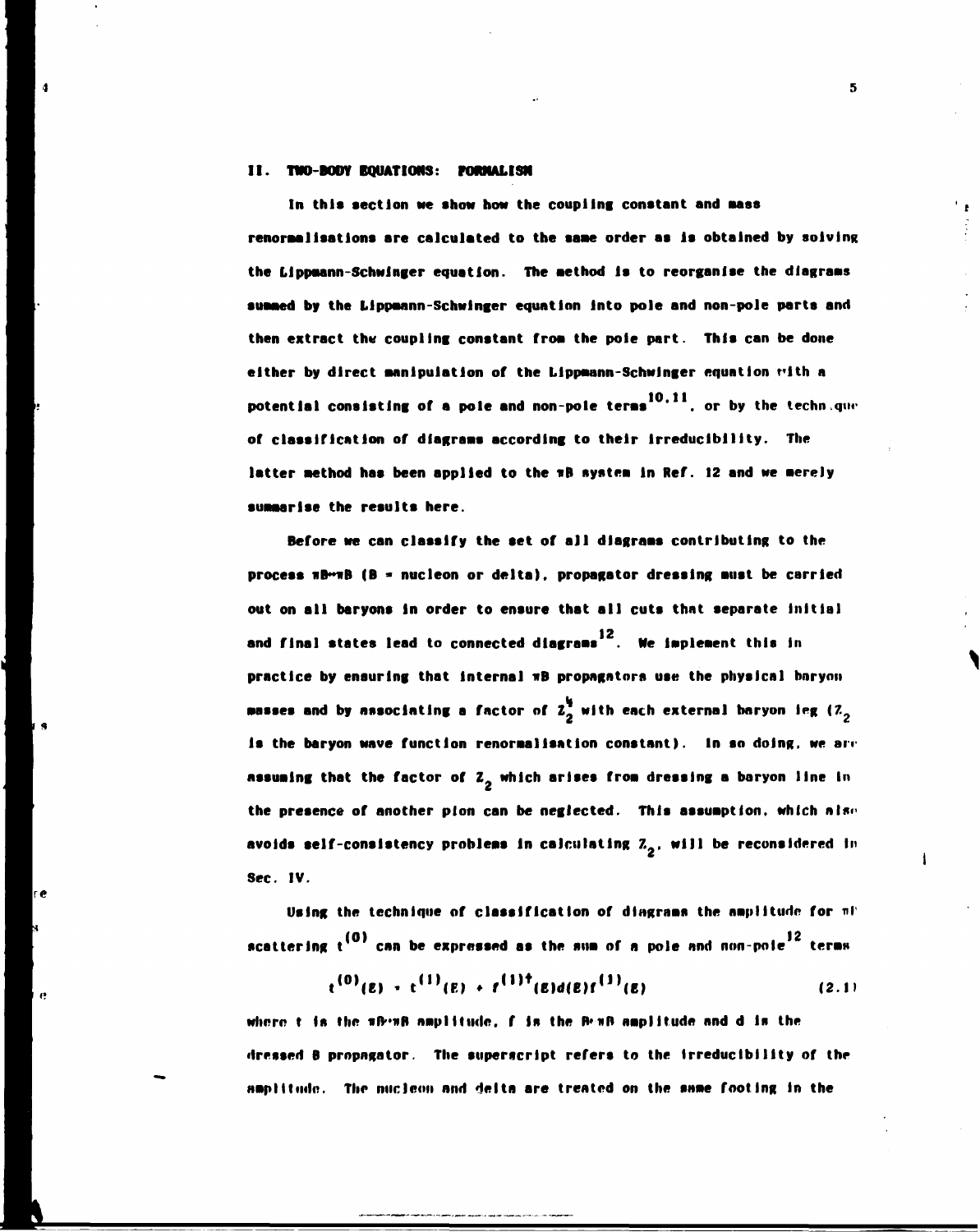## II. TWO-BODY EQUATIONS: FORMALISM

In this section we show how the coupling constant and mass renormalisations are calculated to the same order as is obtained by solving the Lippmann-Schwinger equation. The method is to reorganise the diagrams summed by the Lippmann-Schwinger equation into pole and non-pole parts and then extract the coupling constant from the pole part. This can be done either by direct manipulation of the Lippmann-Schwinger equation with a potential consisting of a pole and non-pole terms[10,11], or by the technique of classification of diagrams according to their irreducibility. The latter method has been applied to the $\pi B$ system in Ref. 12 and we merely summarise the results here.

Before we can classify the set of all diagrams contributing to the process $\pi B \to \pi B$ (B = nucleon or delta), propagator dressing must be carried out on all baryons in order to ensure that all cuts that separate initial and final states lead to connected diagrams[12]. We implement this in practice by ensuring that internal $\pi B$ propagators use the physical baryon masses and by associating a factor of $Z_2^{\frac{1}{2}}$ with each external baryon leg ($Z_2$ is the baryon wave function renormalisation constant). In so doing, we are assuming that the factor of $Z_2$ which arises from dressing a baryon line in the presence of another pion can be neglected. This assumption, which also avoids self-consistency problems in calculating $Z_2$, will be reconsidered in Sec. IV.

Using the technique of classification of diagrams the amplitude for $\pi B$ scattering $t^{(0)}$ can be expressed as the sum of a pole and non-pole[12] terms

$$t^{(0)}(E) = t^{(1)}(E) + f^{(1)\dagger}(E)d(E)f^{(1)}(E) \tag{2.1}$$

where $t$ is the $\pi B \to \pi B$ amplitude, $f$ is the $B \to \pi B$ amplitude and $d$ is the dressed B propagator. The superscript refers to the irreducibility of the amplitude. The nucleon and delta are treated on the same footing in the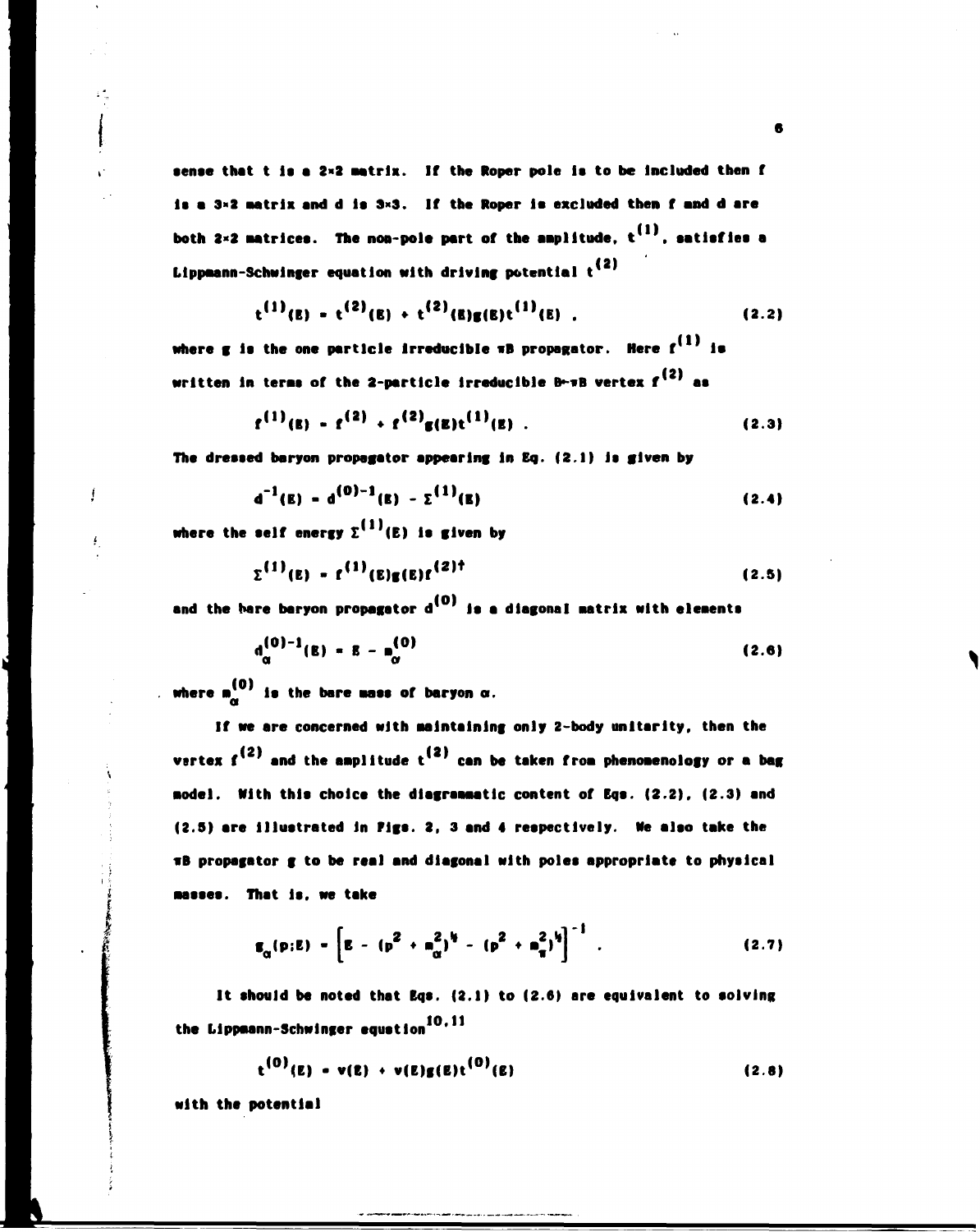sense that t is a 2×2 matrix. If the Roper pole is to be included then f is a 3×2 matrix and d is 3×3. If the Roper is excluded then f and d are both 2×2 matrices. The non-pole part of the amplitude, $t^{(1)}$, satisfies a Lippmann-Schwinger equation with driving potential $t^{(2)}$

$$t^{(1)}(E) = t^{(2)}(E) + t^{(2)}(E)g(E)t^{(1)}(E) \ . \tag{2.2}$$

where g is the one particle irreducible πB propagator. Here $f^{(1)}$ is written in terms of the 2-particle irreducible B↔πB vertex $f^{(2)}$ as

$$f^{(1)}(E) = f^{(2)} + f^{(2)}g(E)t^{(1)}(E) \ . \tag{2.3}$$

The dressed baryon propagator appearing in Eq. (2.1) is given by

$$d^{-1}(E) = d^{(0)-1}(E) - \Sigma^{(1)}(E) \tag{2.4}$$

where the self energy $\Sigma^{(1)}(E)$ is given by

$$\Sigma^{(1)}(E) = f^{(1)}(E)g(E)f^{(2)\dagger} \tag{2.5}$$

and the bare baryon propagator $d^{(0)}$ is a diagonal matrix with elements

$$d_{\alpha}^{(0)-1}(E) = E - m_{\alpha}^{(0)} \tag{2.6}$$

where $m_{\alpha}^{(0)}$ is the bare mass of baryon α.

If we are concerned with maintaining only 2-body unitarity, then the vertex $f^{(2)}$ and the amplitude $t^{(2)}$ can be taken from phenomenology or a bag model. With this choice the diagrammatic content of Eqs. (2.2), (2.3) and (2.5) are illustrated in Figs. 2, 3 and 4 respectively. We also take the πB propagator g to be real and diagonal with poles appropriate to physical masses. That is, we take

$$g_{\alpha}(p;E) = \left[E - (p^2 + m_{\alpha}^2)^{1/2} - (p^2 + m_{\pi}^2)^{1/2}\right]^{-1} \ . \tag{2.7}$$

It should be noted that Eqs. (2.1) to (2.6) are equivalent to solving the Lippmann-Schwinger equation[10,11]

$$t^{(0)}(E) = v(E) + v(E)g(E)t^{(0)}(E) \tag{2.8}$$

with the potential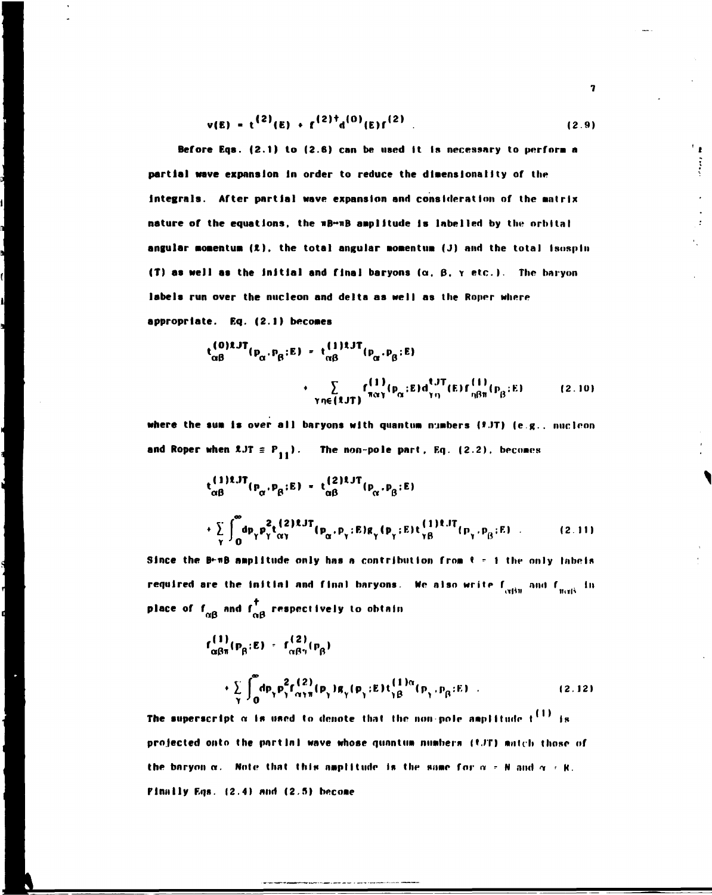$$v(E) = t^{(2)}(E) + f^{(2)\dagger}d^{(0)}(E)f^{(2)} \quad . \tag{2.9}$$

Before Eqs. (2.1) to (2.6) can be used it is necessary to perform a partial wave expansion in order to reduce the dimensionality of the integrals. After partial wave expansion and consideration of the matrix nature of the equations, the $\pi B \to \pi B$ amplitude is labelled by the orbital angular momentum ($\ell$), the total angular momentum ($J$) and the total isospin ($T$) as well as the initial and final baryons ($\alpha$, $\beta$, $\gamma$ etc.). The baryon labels run over the nucleon and delta as well as the Roper where appropriate. Eq. (2.1) becomes

$$t^{(0)\ell JT}_{\alpha\beta}(p_\alpha,p_\beta;E) = t^{(1)\ell JT}_{\alpha\beta}(p_\alpha,p_\beta;E) + \sum_{\gamma\eta\in(\ell JT)} f^{(1)}_{\pi\alpha\gamma}(p_\alpha;E)d^{\ell JT}_{\gamma\eta}(E)f^{(1)}_{\eta\beta\pi}(p_\beta;E) \tag{2.10}$$

where the sum is over all baryons with quantum numbers ($\ell JT$) (e.g., nucleon and Roper when $\ell JT \equiv P_{11}$). The non-pole part, Eq. (2.2), becomes

$$t^{(1)\ell JT}_{\alpha\beta}(p_\alpha,p_\beta;E) = t^{(2)\ell JT}_{\alpha\beta}(p_\alpha,p_\beta;E) + \sum_\gamma \int_0^\infty dp_\gamma p_\gamma^2 t^{(2)\ell JT}_{\alpha\gamma}(p_\alpha,p_\gamma;E)g_\gamma(p_\gamma;E)t^{(1)\ell JT}_{\gamma\beta}(p_\gamma,p_\beta;E) \quad . \tag{2.11}$$

Since the $B \to \pi B$ amplitude only has a contribution from $\ell = 1$ the only labels required are the initial and final baryons. We also write $f_{\alpha\beta\pi}$ and $f_{\pi\alpha\beta}$ in place of $f_{\alpha\beta}$ and $f^\dagger_{\alpha\beta}$ respectively to obtain

$$f^{(1)}_{\alpha\beta\pi}(p_\beta;E) = f^{(2)}_{\alpha\beta\pi}(p_\beta) + \sum_\gamma \int_0^\infty dp_\gamma p_\gamma^2 f^{(2)}_{\alpha\gamma\pi}(p_\gamma)g_\gamma(p_\gamma;E)t^{(1)\alpha}_{\gamma\beta}(p_\gamma,p_\beta;E) \quad . \tag{2.12}$$

The superscript $\alpha$ is used to denote that the non-pole amplitude $t^{(1)}$ is projected onto the partial wave whose quantum numbers ($\ell JT$) match those of the baryon $\alpha$. Note that this amplitude is the same for $\alpha = N$ and $\alpha = R$. Finally Eqs. (2.4) and (2.5) become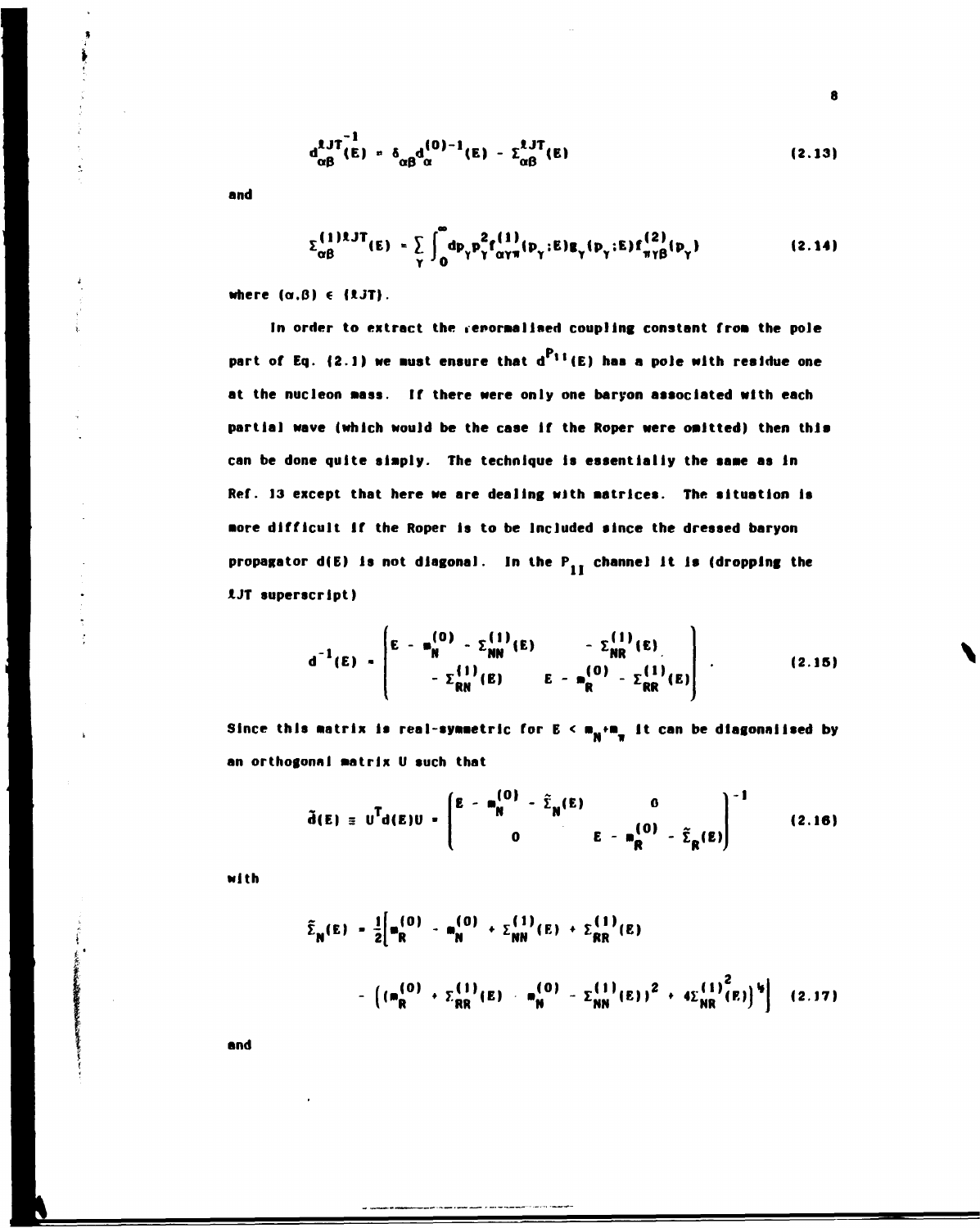$$d_{\alpha\beta}^{\ell JT^{-1}}(E) = \delta_{\alpha\beta} d_{\alpha}^{(0)-1}(E) - \Sigma_{\alpha\beta}^{\ell JT}(E) \tag{2.13}$$

and

$$\Sigma_{\alpha\beta}^{(1)\ell JT}(E) = \sum_{\gamma} \int_0^\infty dp_\gamma p_\gamma^2 f_{\alpha\gamma\pi}^{(1)}(p_\gamma;E) g_\gamma(p_\gamma;E) f_{\pi\gamma\beta}^{(2)}(p_\gamma) \tag{2.14}$$

where $(\alpha,\beta) \in \{\ell JT\}$.

In order to extract the renormalised coupling constant from the pole part of Eq. (2.1) we must ensure that $d^{P_{11}}(E)$ has a pole with residue one at the nucleon mass. If there were only one baryon associated with each partial wave (which would be the case if the Roper were omitted) then this can be done quite simply. The technique is essentially the same as in Ref. 13 except that here we are dealing with matrices. The situation is more difficult if the Roper is to be included since the dressed baryon propagator d(E) is not diagonal. In the $P_{11}$ channel it is (dropping the $\ell JT$ superscript)

$$d^{-1}(E) = \begin{pmatrix} E - m_N^{(0)} - \Sigma_{NN}^{(1)}(E) & - \Sigma_{NR}^{(1)}(E) \\ - \Sigma_{RN}^{(1)}(E) & E - m_R^{(0)} - \Sigma_{RR}^{(1)}(E) \end{pmatrix} . \tag{2.15}$$

Since this matrix is real-symmetric for $E < m_N + m_\pi$ it can be diagonalised by an orthogonal matrix U such that

$$\tilde{d}(E) \equiv U^T d(E) U = \begin{pmatrix} E - m_N^{(0)} - \tilde{\Sigma}_N(E) & 0 \\ 0 & E - m_R^{(0)} - \tilde{\Sigma}_R(E) \end{pmatrix}^{-1} \tag{2.16}$$

with

$$\tilde{\Sigma}_N(E) = \frac{1}{2}\Big[ m_R^{(0)} - m_N^{(0)} + \Sigma_{NN}^{(1)}(E) + \Sigma_{RR}^{(1)}(E) - \Big( (m_R^{(0)} + \Sigma_{RR}^{(1)}(E) - m_N^{(0)} - \Sigma_{NN}^{(1)}(E))^2 + 4\Sigma_{NR}^{(1)}(E)^2 \Big)^{\frac{1}{2}} \Big] \tag{2.17}$$

and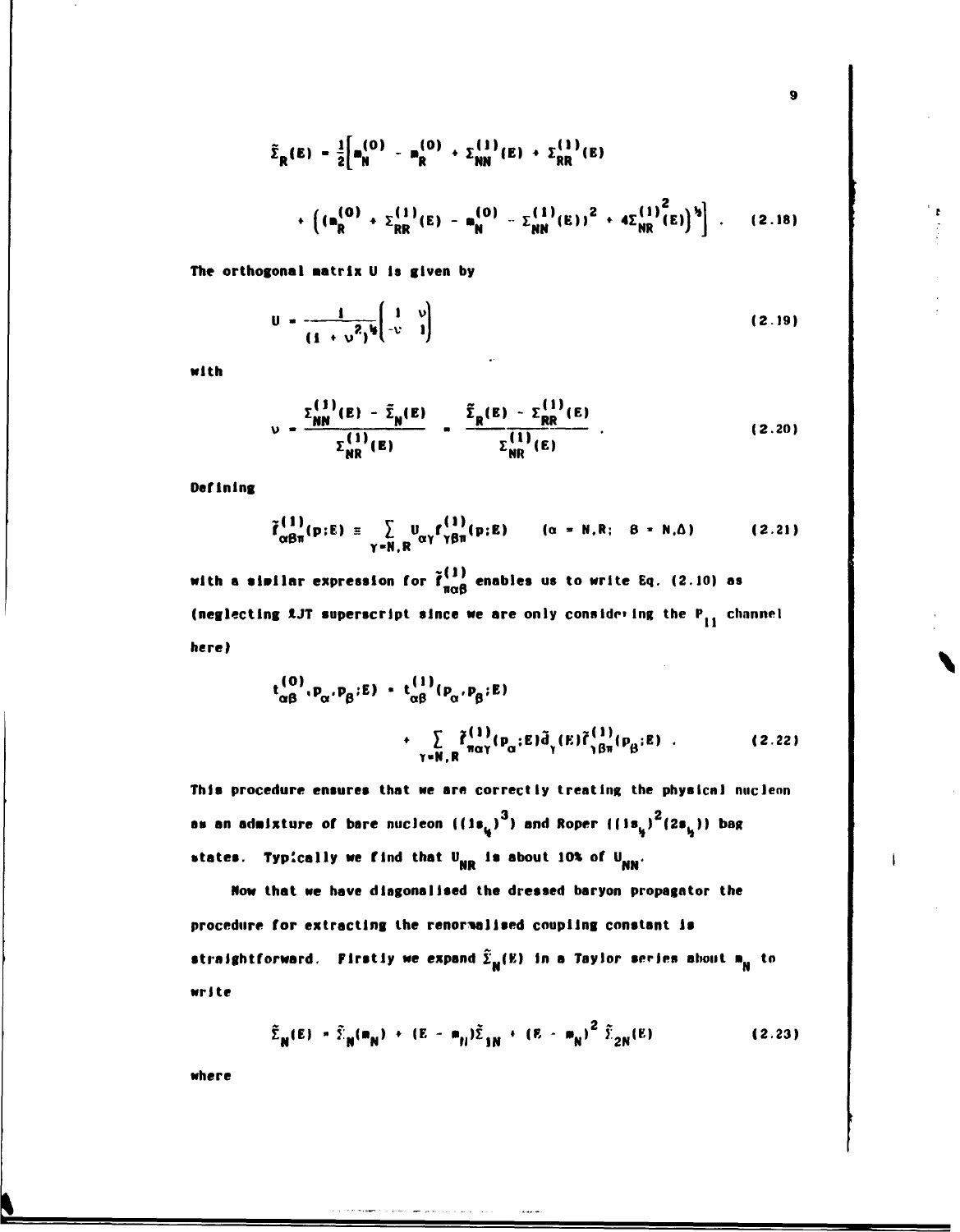$$\tilde{\Sigma}_R(E) = \frac{1}{2}\Big[m_N^{(0)} - m_R^{(0)} + \Sigma_{NN}^{(1)}(E) + \Sigma_{RR}^{(1)}(E)$$

$$+ \Big((m_R^{(0)} + \Sigma_{RR}^{(1)}(E) - m_N^{(0)} - \Sigma_{NN}^{(1)}(E))^2 + 4\Sigma_{NR}^{(1)^2}(E)\Big)^{\frac{1}{2}}\Big] \quad . \qquad (2.18)$$

The orthogonal matrix U is given by

$$U = \frac{1}{(1 + \nu^2)^{\frac{1}{2}}}\begin{pmatrix} 1 & \nu \\ -\nu & 1 \end{pmatrix} \qquad (2.19)$$

with

$$\nu = \frac{\Sigma_{NN}^{(1)}(E) - \tilde{\Sigma}_N(E)}{\Sigma_{NR}^{(1)}(E)} = \frac{\tilde{\Sigma}_R(E) - \Sigma_{RR}^{(1)}(E)}{\Sigma_{NR}^{(1)}(E)} \quad . \qquad (2.20)$$

Defining

$$\tilde{f}_{\alpha\beta\pi}^{(1)}(p;E) \equiv \sum_{\gamma=N,R} U_{\alpha\gamma} f_{\gamma\beta\pi}^{(1)}(p;E) \qquad (\alpha = N,R; \;\; \beta = N,\Delta) \qquad (2.21)$$

with a similar expression for $\tilde{f}_{\pi\alpha\beta}^{(1)}$ enables us to write Eq. (2.10) as (neglecting $\ell JT$ superscript since we are only considering the $P_{11}$ channel here)

$$t_{\alpha\beta}^{(0)}(p_\alpha,p_\beta;E) = t_{\alpha\beta}^{(1)}(p_\alpha,p_\beta;E)$$

$$+ \sum_{\gamma=N,R} \tilde{f}_{\pi\alpha\gamma}^{(1)}(p_\alpha;E)\tilde{d}_\gamma(E)\tilde{f}_{\gamma\beta\pi}^{(1)}(p_\beta;E) \quad . \qquad (2.22)$$

This procedure ensures that we are correctly treating the physical nucleon as an admixture of bare nucleon $((1s_{\frac{1}{2}})^3)$ and Roper $((1s_{\frac{1}{2}})^2(2s_{\frac{1}{2}}))$ bag states. Typically we find that $U_{NR}$ is about 10% of $U_{NN}$.

Now that we have diagonalised the dressed baryon propagator the procedure for extracting the renormalised coupling constant is straightforward. Firstly we expand $\tilde{\Sigma}_N(E)$ in a Taylor series about $m_N$ to write

$$\tilde{\Sigma}_N(E) = \tilde{\Sigma}_N(m_N) + (E - m_N)\tilde{\Sigma}_{1N} + (E - m_N)^2\,\tilde{\Sigma}_{2N}(E) \qquad (2.23)$$

where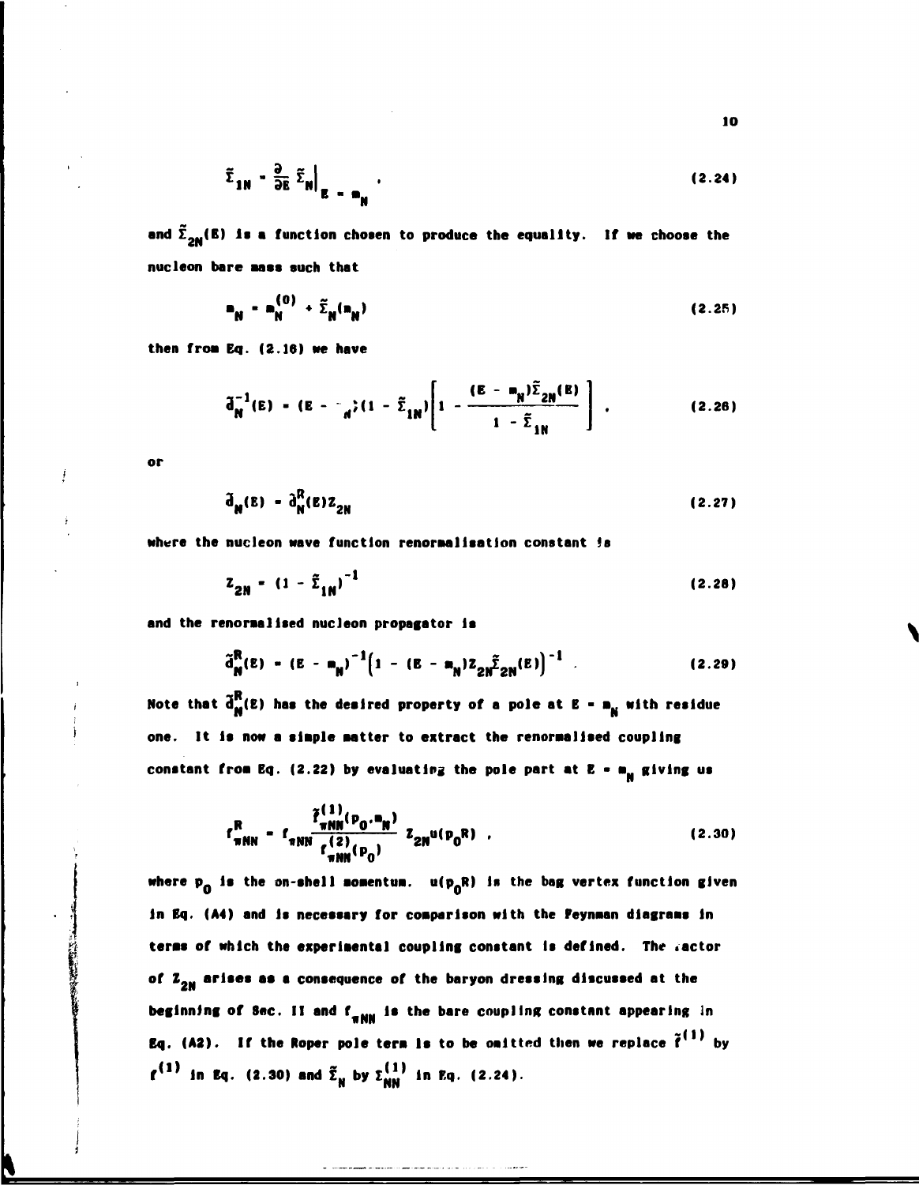$$\tilde{\Sigma}_{1N} = \frac{\partial}{\partial E} \tilde{\Sigma}_N \Big|_{E = m_N} , \tag{2.24}$$

and $\tilde{\Sigma}_{2N}(E)$ is a function chosen to produce the equality. If we choose the nucleon bare mass such that

$$m_N = m_N^{(0)} + \tilde{\Sigma}_N(m_N) \tag{2.25}$$

then from Eq. (2.16) we have

$$\tilde{d}_N^{-1}(E) = (E - m_N)(1 - \tilde{\Sigma}_{1N}) \left[ 1 - \frac{(E - m_N)\tilde{\Sigma}_{2N}(E)}{1 - \tilde{\Sigma}_{1N}} \right] , \tag{2.26}$$

or

$$\tilde{d}_N(E) = \tilde{d}_N^R(E) Z_{2N} \tag{2.27}$$

where the nucleon wave function renormalisation constant is

$$Z_{2N} = (1 - \tilde{\Sigma}_{1N})^{-1} \tag{2.28}$$

and the renormalised nucleon propagator is

$$\tilde{d}_N^R(E) = (E - m_N)^{-1} \left( 1 - (E - m_N) Z_{2N} \tilde{\Sigma}_{2N}(E) \right)^{-1} . \tag{2.29}$$

Note that $\tilde{d}_N^R(E)$ has the desired property of a pole at $E = m_N$ with residue one. It is now a simple matter to extract the renormalised coupling constant from Eq. (2.22) by evaluating the pole part at $E = m_N$ giving us

$$f_{\pi NN}^R = f_{\pi NN} \frac{\tilde{f}_{\pi NN}^{(1)}(p_0, m_N)}{f_{\pi NN}^{(2)}(p_0)} Z_{2N} u(p_0 R) , \tag{2.30}$$

where $p_0$ is the on-shell momentum. $u(p_0 R)$ is the bag vertex function given in Eq. (A4) and is necessary for comparison with the Feynman diagrams in terms of which the experimental coupling constant is defined. The factor of $Z_{2N}$ arises as a consequence of the baryon dressing discussed at the beginning of Sec. II and $f_{\pi NN}$ is the bare coupling constant appearing in Eq. (A2). If the Roper pole term is to be omitted then we replace $\tilde{f}^{(1)}$ by $f^{(1)}$ in Eq. (2.30) and $\tilde{\Sigma}_N$ by $\Sigma_{NN}^{(1)}$ in Eq. (2.24).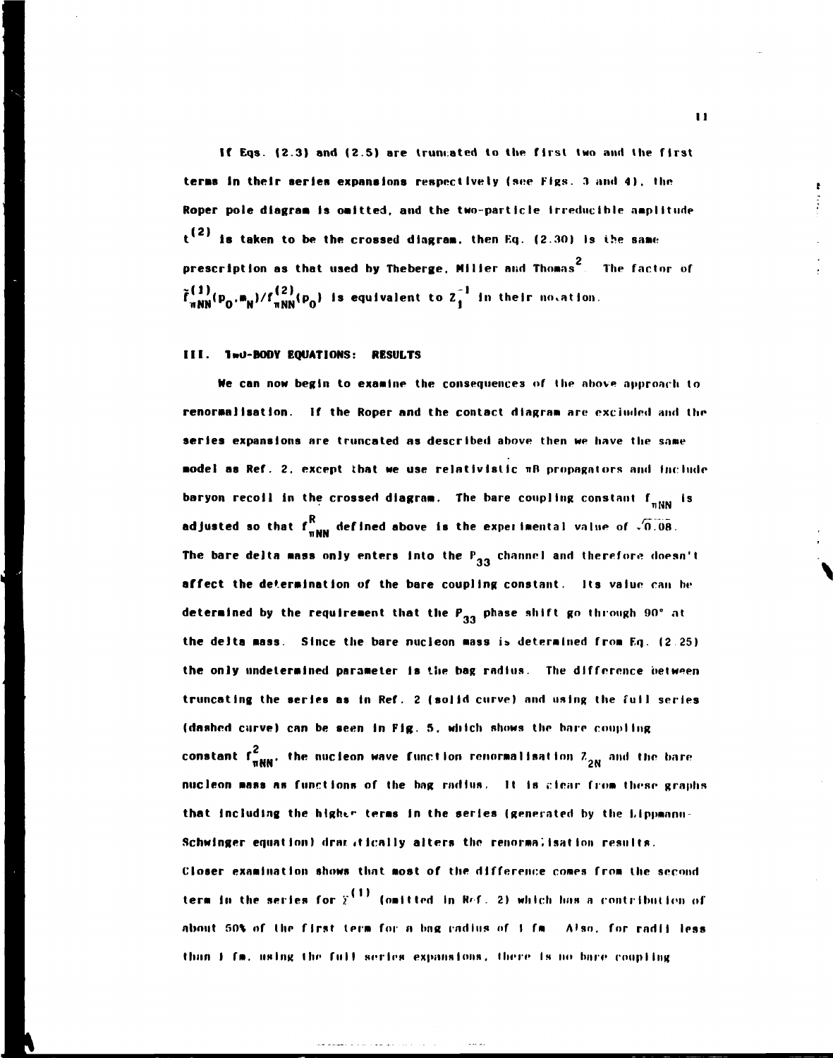If Eqs. (2.3) and (2.5) are truncated to the first two and the first terms in their series expansions respectively (see Figs. 3 and 4), the Roper pole diagram is omitted, and the two-particle irreducible amplitude $t^{(2)}$ is taken to be the crossed diagram, then Eq. (2.30) is the same prescription as that used by Theberge, Miller and Thomas[2]. The factor of $\tilde{f}^{(1)}_{\pi NN}(p_0, m_N)/f^{(2)}_{\pi NN}(p_0)$ is equivalent to $Z_1^{-1}$ in their notation.

## III. TWO-BODY EQUATIONS: RESULTS

We can now begin to examine the consequences of the above approach to renormalisation. If the Roper and the contact diagram are excluded and the series expansions are truncated as described above then we have the same model as Ref. 2, except that we use relativistic $\pi B$ propagators and include baryon recoil in the crossed diagram. The bare coupling constant $f_{\pi NN}$ is adjusted so that $f^R_{\pi NN}$ defined above is the experimental value of $\sqrt{0.08}$. The bare delta mass only enters into the $P_{33}$ channel and therefore doesn't affect the determination of the bare coupling constant. Its value can be determined by the requirement that the $P_{33}$ phase shift go through 90° at the delta mass. Since the bare nucleon mass is determined from Eq. (2.25) the only undetermined parameter is the bag radius. The difference between truncating the series as in Ref. 2 (solid curve) and using the full series (dashed curve) can be seen in Fig. 5, which shows the bare coupling constant $f^2_{\pi NN}$, the nucleon wave function renormalisation $Z_{2N}$ and the bare nucleon mass as functions of the bag radius. It is clear from these graphs that including the higher terms in the series (generated by the Lippmann-Schwinger equation) dramatically alters the renormalisation results. Closer examination shows that most of the difference comes from the second term in the series for $\Sigma^{(1)}$ (omitted in Ref. 2) which has a contribution of about 50% of the first term for a bag radius of 1 fm. Also, for radii less than 1 fm, using the full series expansions, there is no bare coupling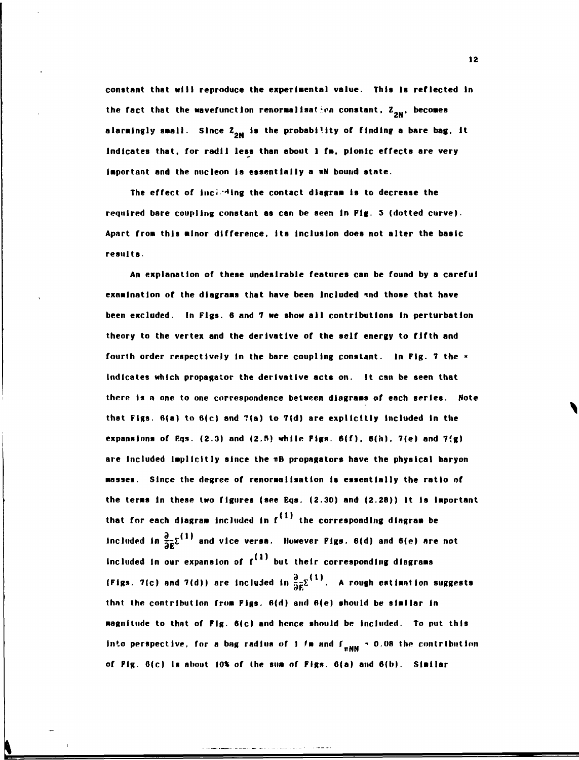constant that will reproduce the experimental value. This is reflected in the fact that the wavefunction renormalisation constant, $Z_{2N}$, becomes alarmingly small. Since $Z_{2N}$ is the probability of finding a bare bag, it indicates that, for radii less than about 1 fm, pionic effects are very important and the nucleon is essentially a $\pi N$ bound state.

The effect of including the contact diagram is to decrease the required bare coupling constant as can be seen in Fig. 5 (dotted curve). Apart from this minor difference, its inclusion does not alter the basic results.

An explanation of these undesirable features can be found by a careful examination of the diagrams that have been included and those that have been excluded. In Figs. 6 and 7 we show all contributions in perturbation theory to the vertex and the derivative of the self energy to fifth and fourth order respectively in the bare coupling constant. In Fig. 7 the × indicates which propagator the derivative acts on. It can be seen that there is a one to one correspondence between diagrams of each series. Note that Figs. 6(a) to 6(c) and 7(a) to 7(d) are explicitly included in the expansions of Eqs. (2.3) and (2.5) while Figs. 6(f), 6(h), 7(e) and 7(g) are included implicitly since the $\pi B$ propagators have the physical baryon masses. Since the degree of renormalisation is essentially the ratio of the terms in these two figures (see Eqs. (2.30) and (2.28)) it is important that for each diagram included in $f^{(1)}$ the corresponding diagram be included in $\frac{\partial}{\partial E}\Sigma^{(1)}$ and vice versa. However Figs. 6(d) and 6(e) are not included in our expansion of $f^{(1)}$ but their corresponding diagrams (Figs. 7(c) and 7(d)) are included in $\frac{\partial}{\partial E}\Sigma^{(1)}$. A rough estimation suggests that the contribution from Figs. 6(d) and 6(e) should be similar in magnitude to that of Fig. 6(c) and hence should be included. To put this into perspective, for a bag radius of 1 fm and $f_{\pi NN} \sim 0.08$ the contribution of Fig. 6(c) is about 10% of the sum of Figs. 6(a) and 6(b). Similar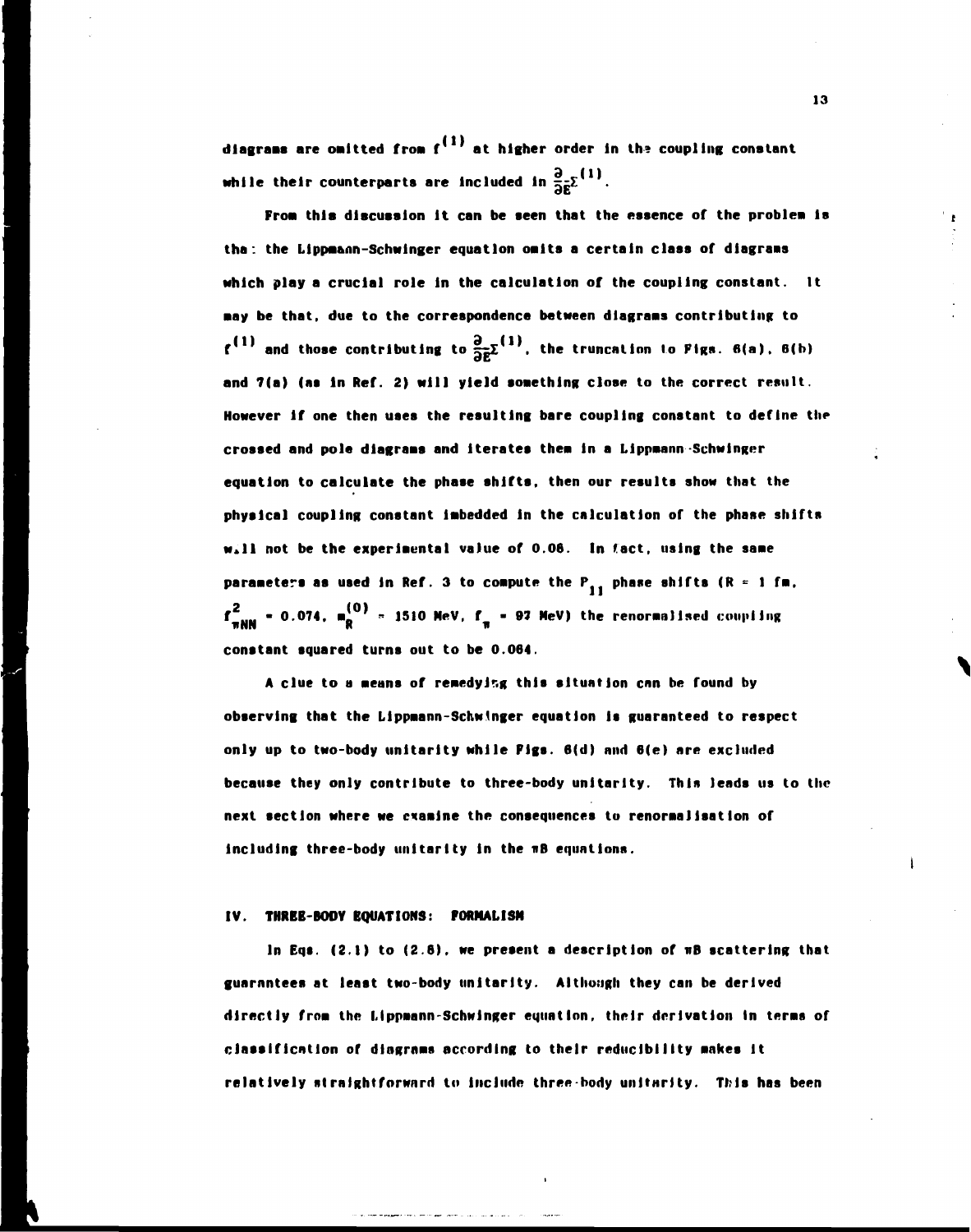diagrams are omitted from $f^{(1)}$ at higher order in the coupling constant while their counterparts are included in $\frac{\partial}{\partial E}\Sigma^{(1)}$.

From this discussion it can be seen that the essence of the problem is that: the Lippmann-Schwinger equation omits a certain class of diagrams which play a crucial role in the calculation of the coupling constant. It may be that, due to the correspondence between diagrams contributing to $f^{(1)}$ and those contributing to $\frac{\partial}{\partial E}\Sigma^{(1)}$, the truncation to Figs. 6(a), 6(b) and 7(a) (as in Ref. 2) will yield something close to the correct result. However if one then uses the resulting bare coupling constant to define the crossed and pole diagrams and iterates them in a Lippmann-Schwinger equation to calculate the phase shifts, then our results show that the physical coupling constant imbedded in the calculation of the phase shifts will not be the experimental value of 0.08. In fact, using the same parameters as used in Ref. 3 to compute the $P_{11}$ phase shifts ($R = 1$ fm, $f^2_{\pi NN} = 0.074$, $m_R^{(0)} = 1510$ MeV, $f_\pi = 97$ MeV) the renormalised coupling constant squared turns out to be 0.064.

A clue to a means of remedying this situation can be found by observing that the Lippmann-Schwinger equation is guaranteed to respect only up to two-body unitarity while Figs. 6(d) and 6(e) are excluded because they only contribute to three-body unitarity. This leads us to the next section where we examine the consequences to renormalisation of including three-body unitarity in the $\pi B$ equations.

## IV. THREE-BODY EQUATIONS: FORMALISM

In Eqs. (2.1) to (2.8), we present a description of $\pi B$ scattering that guarantees at least two-body unitarity. Although they can be derived directly from the Lippmann-Schwinger equation, their derivation in terms of classification of diagrams according to their reducibility makes it relatively straightforward to include three-body unitarity. This has been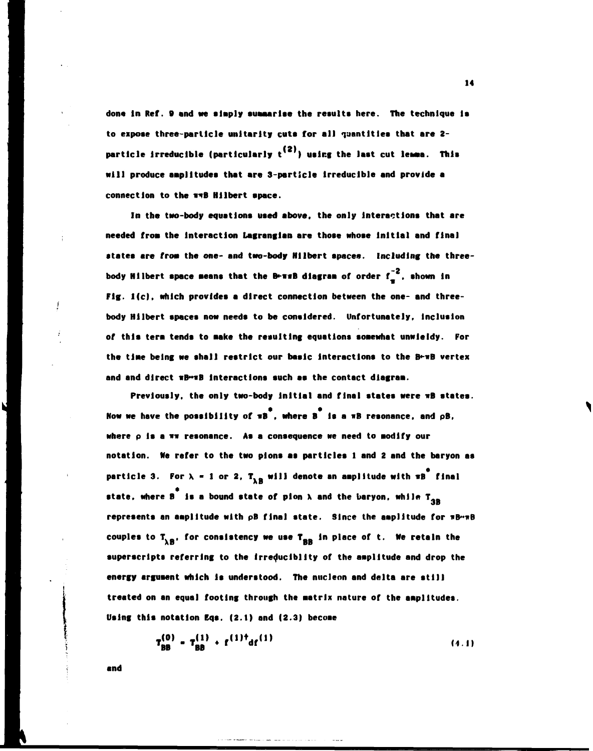done in Ref. 9 and we simply summarise the results here. The technique is to expose three-particle unitarity cuts for all quantities that are 2-particle irreducible (particularly $t^{(2)}$) using the last cut lemma. This will produce amplitudes that are 3-particle irreducible and provide a connection to the $\pi\pi B$ Hilbert space.

In the two-body equations used above, the only interactions that are needed from the interaction Lagrangian are those whose initial and final states are from the one- and two-body Hilbert spaces. Including the three-body Hilbert space means that the $B\leftrightarrow\pi\pi B$ diagram of order $f_\pi^{-2}$, shown in Fig. 1(c), which provides a direct connection between the one- and three-body Hilbert spaces now needs to be considered. Unfortunately, inclusion of this term tends to make the resulting equations somewhat unwieldy. For the time being we shall restrict our basic interactions to the $B\leftrightarrow\pi B$ vertex and and direct $\pi B\leftrightarrow\pi B$ interactions such as the contact diagram.

Previously, the only two-body initial and final states were $\pi B$ states. Now we have the possibility of $\pi B^*$, where $B^*$ is a $\pi B$ resonance, and $\rho B$, where $\rho$ is a $\pi\pi$ resonance. As a consequence we need to modify our notation. We refer to the two pions as particles 1 and 2 and the baryon as particle 3. For $\lambda$ = 1 or 2, $T_{\lambda B}$ will denote an amplitude with $\pi B^*$ final state, where $B^*$ is a bound state of pion $\lambda$ and the baryon, while $T_{3B}$ represents an amplitude with $\rho B$ final state. Since the amplitude for $\pi B\leftrightarrow\pi B$ couples to $T_{\lambda B}$, for consistency we use $T_{BB}$ in place of t. We retain the superscripts referring to the irreducibility of the amplitude and drop the energy argument which is understood. The nucleon and delta are still treated on an equal footing through the matrix nature of the amplitudes. Using this notation Eqs. (2.1) and (2.3) become

$$T_{BB}^{(0)} = T_{BB}^{(1)} + f^{(1)\dagger} d f^{(1)} \tag{4.1}$$

and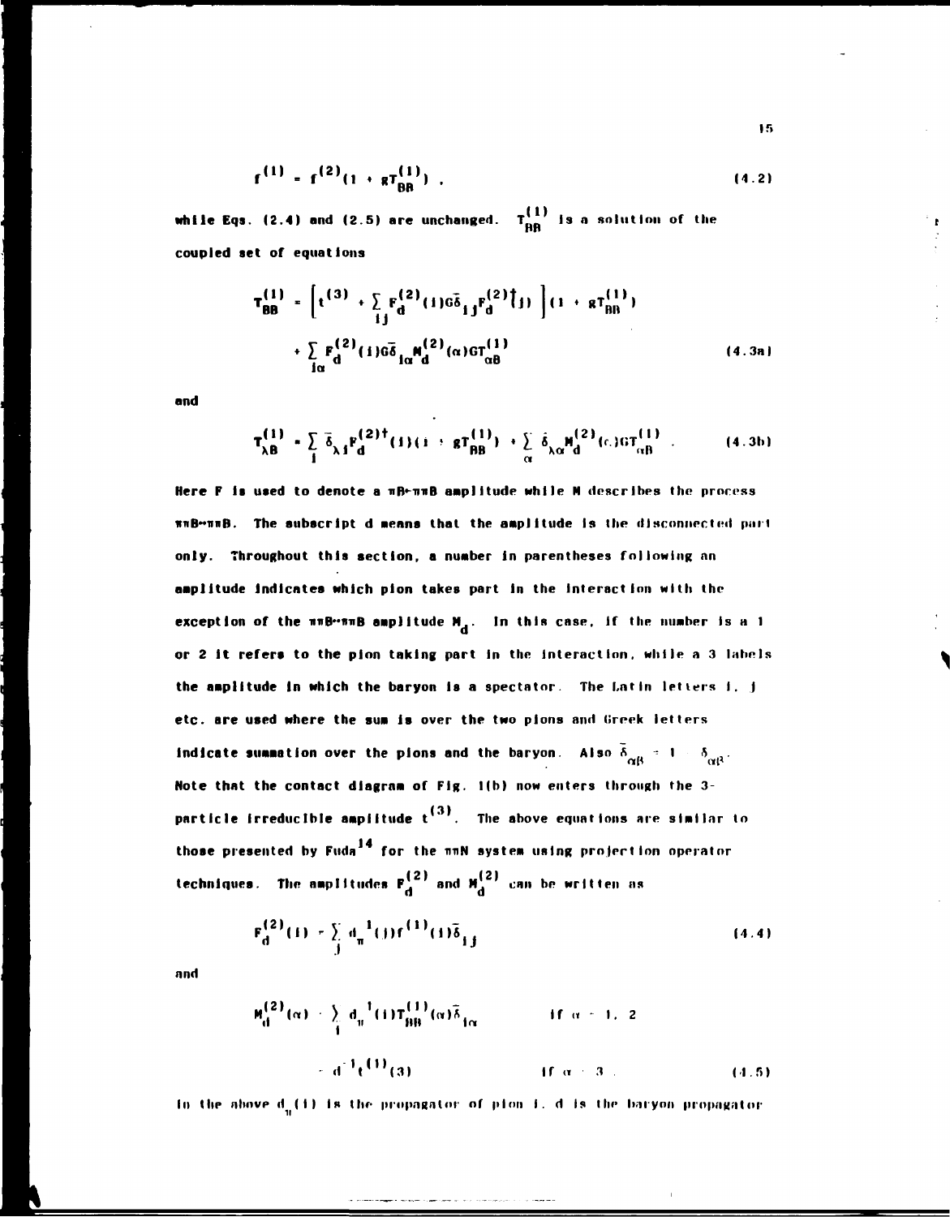$$f^{(1)} = f^{(2)}(1 + gT_{BB}^{(1)}) , \tag{4.2}$$

while Eqs. (2.4) and (2.5) are unchanged. $T_{BB}^{(1)}$ is a solution of the coupled set of equations

$$T_{BB}^{(1)} = \left[ t^{(3)} + \sum_{ij} F_d^{(2)}(i) G\bar{\delta}_{ij} F_d^{(2)\dagger}(j) \right] (1 + gT_{BB}^{(1)})$$
$$+ \sum_{i\alpha} F_d^{(2)}(i) G\bar{\delta}_{i\alpha} M_d^{(2)}(\alpha) G T_{\alpha B}^{(1)} \tag{4.3a}$$

and

$$T_{\lambda B}^{(1)} = \sum_i \bar{\delta}_{\lambda i} F_d^{(2)\dagger}(i)(1 + gT_{BB}^{(1)}) + \sum_\alpha \bar{\delta}_{\lambda\alpha} M_d^{(2)}(\alpha) G T_{\alpha B}^{(1)} . \tag{4.3b}$$

Here F is used to denote a $\pi B \to \pi B$ amplitude while M describes the process $\pi\pi B \to \pi\pi B$. The subscript d means that the amplitude is the disconnected part only. Throughout this section, a number in parentheses following an amplitude indicates which pion takes part in the interaction with the exception of the $\pi\pi B \to \pi\pi B$ amplitude $M_d$. In this case, if the number is a 1 or 2 it refers to the pion taking part in the interaction, while a 3 labels the amplitude in which the baryon is a spectator. The Latin letters i, j etc. are used where the sum is over the two pions and Greek letters indicate summation over the pions and the baryon. Also $\bar{\delta}_{\alpha\beta} = 1 - \delta_{\alpha\beta}$. Note that the contact diagram of Fig. 1(b) now enters through the 3-particle irreducible amplitude $t^{(3)}$. The above equations are similar to those presented by Fuda[14] for the $\pi\pi N$ system using projection operator techniques. The amplitudes $F_d^{(2)}$ and $M_d^{(2)}$ can be written as

$$F_d^{(2)}(i) = \sum_j d_\pi^{-1}(j) f^{(1)}(i) \bar{\delta}_{ij} \tag{4.4}$$

and

$$M_d^{(2)}(\alpha) = \sum_i d_\pi^{-1}(i) T_{BB}^{(1)}(\alpha) \bar{\delta}_{i\alpha} \qquad \text{if } \alpha = 1, 2$$
$$= d^{-1} t^{(1)}(3) \qquad \text{if } \alpha = 3 . \tag{4.5}$$

In the above $d_\pi(i)$ is the propagator of pion i, d is the baryon propagator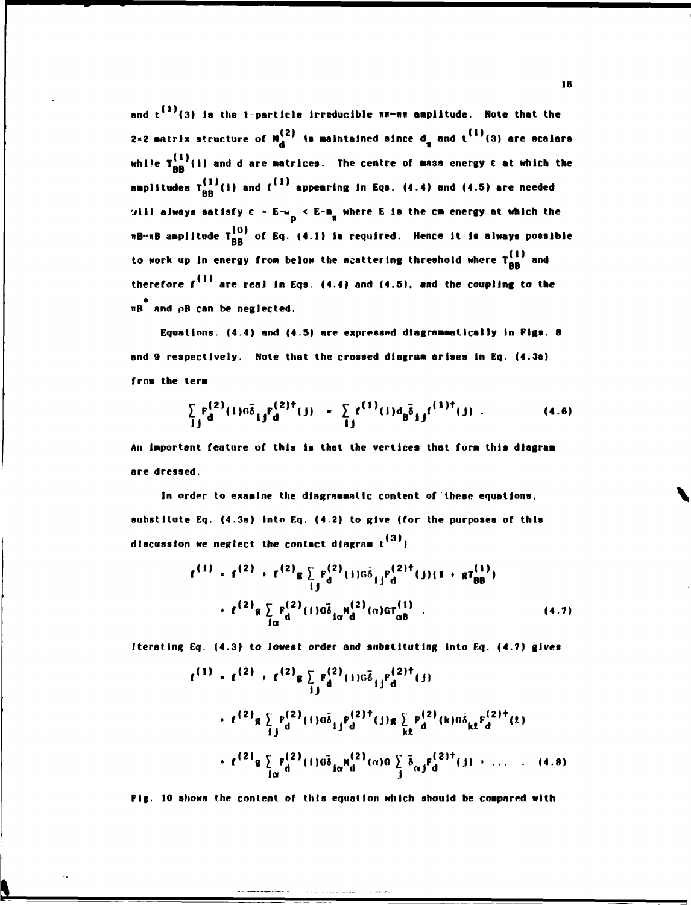and $t^{(1)}(3)$ is the 1-particle irreducible $\pi\pi\to\pi\pi$ amplitude. Note that the $2\times 2$ matrix structure of $M_d^{(2)}$ is maintained since $d_\pi$ and $t^{(1)}(3)$ are scalars while $T_{BB}^{(1)}(1)$ and $d$ are matrices. The centre of mass energy $\epsilon$ at which the amplitudes $T_{BB}^{(1)}(1)$ and $f^{(1)}$ appearing in Eqs. (4.4) and (4.5) are needed will always satisfy $\epsilon = E-\omega_p < E-m_\pi$ where $E$ is the cm energy at which the $\pi B\to\pi B$ amplitude $T_{BB}^{(0)}$ of Eq. (4.1) is required. Hence it is always possible to work up in energy from below the scattering threshold where $T_{BB}^{(1)}$ and therefore $f^{(1)}$ are real in Eqs. (4.4) and (4.5), and the coupling to the $\pi B^*$ and $\rho B$ can be neglected.

Equations. (4.4) and (4.5) are expressed diagrammatically in Figs. 8 and 9 respectively. Note that the crossed diagram arises in Eq. (4.3a) from the term

$$\sum_{ij} F_d^{(2)}(i)G\bar{\delta}_{ij}F_d^{(2)\dagger}(j) = \sum_{ij} f^{(1)}(i)d_B\bar{\delta}_{ij}f^{(1)\dagger}(j) \ . \tag{4.6}$$

An important feature of this is that the vertices that form this diagram are dressed.

In order to examine the diagrammatic content of these equations, substitute Eq. (4.3a) into Eq. (4.2) to give (for the purposes of this discussion we neglect the contact diagram $t^{(3)}$)

$$\begin{aligned} f^{(1)} = f^{(2)} &+ f^{(2)}g\sum_{ij} F_d^{(2)}(i)G\bar{\delta}_{ij}F_d^{(2)\dagger}(j)(1 + gT_{BB}^{(1)}) \\ &+ f^{(2)}g\sum_{i\alpha} F_d^{(2)}(i)G\bar{\delta}_{i\alpha}M_d^{(2)}(\alpha)GT_{\alpha B}^{(1)} \ . \end{aligned} \tag{4.7}$$

Iterating Eq. (4.3) to lowest order and substituting into Eq. (4.7) gives

$$\begin{aligned} f^{(1)} = f^{(2)} &+ f^{(2)}g\sum_{ij} F_d^{(2)}(i)G\bar{\delta}_{ij}F_d^{(2)\dagger}(j) \\ &+ f^{(2)}g\sum_{ij} F_d^{(2)}(i)G\bar{\delta}_{ij}F_d^{(2)\dagger}(j)g\sum_{k\ell} F_d^{(2)}(k)G\bar{\delta}_{k\ell}F_d^{(2)\dagger}(\ell) \\ &+ f^{(2)}g\sum_{i\alpha} F_d^{(2)}(i)G\bar{\delta}_{i\alpha}M_d^{(2)}(\alpha)G\sum_j \bar{\delta}_{\alpha j}F_d^{(2)\dagger}(j) + \ldots \ . \end{aligned} \tag{4.8}$$

Fig. 10 shows the content of this equation which should be compared with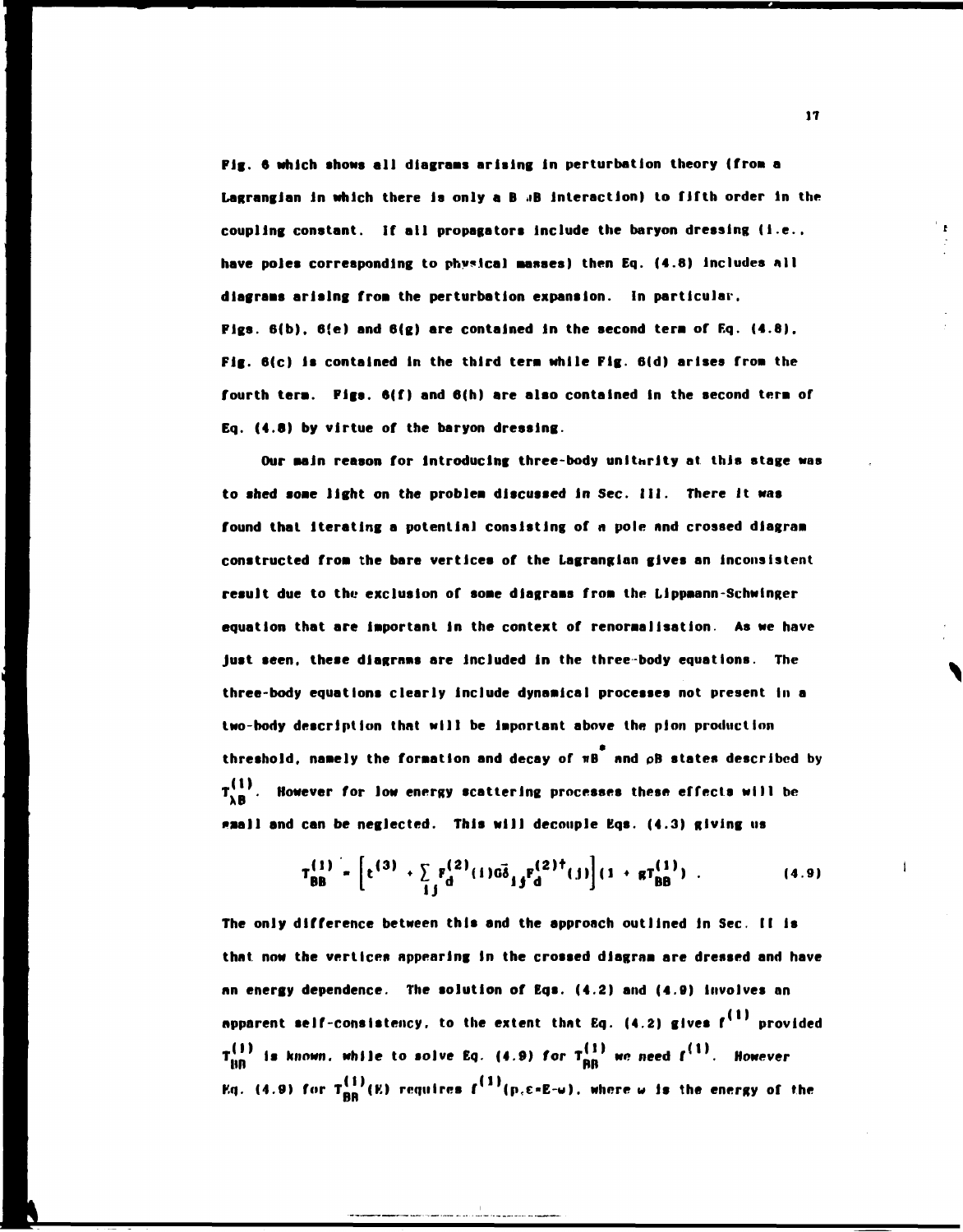Fig. 6 which shows all diagrams arising in perturbation theory (from a Lagrangian in which there is only a $B \to \pi B$ interaction) to fifth order in the coupling constant. If all propagators include the baryon dressing (i.e., have poles corresponding to physical masses) then Eq. (4.8) includes all diagrams arising from the perturbation expansion. In particular, Figs. 6(b), 6(e) and 6(g) are contained in the second term of Eq. (4.8), Fig. 6(c) is contained in the third term while Fig. 6(d) arises from the fourth term. Figs. 6(f) and 6(h) are also contained in the second term of Eq. (4.8) by virtue of the baryon dressing.

Our main reason for introducing three-body unitarity at this stage was to shed some light on the problem discussed in Sec. III. There it was found that iterating a potential consisting of a pole and crossed diagram constructed from the bare vertices of the Lagrangian gives an inconsistent result due to the exclusion of some diagrams from the Lippmann-Schwinger equation that are important in the context of renormalisation. As we have just seen, these diagrams are included in the three-body equations. The three-body equations clearly include dynamical processes not present in a two-body description that will be important above the pion production threshold, namely the formation and decay of $\pi B^*$ and $\rho B$ states described by $T^{(1)}_{\lambda B}$. However for low energy scattering processes these effects will be small and can be neglected. This will decouple Eqs. (4.3) giving us

$$T^{(1)}_{BB} = \left[t^{(3)} + \sum_{ij} F^{(2)}_d(i) G\bar{\delta}_{ij} F^{(2)\dagger}_d(j)\right](1 + gT^{(1)}_{BB}) \ . \tag{4.9}$$

The only difference between this and the approach outlined in Sec. II is that now the vertices appearing in the crossed diagram are dressed and have an energy dependence. The solution of Eqs. (4.2) and (4.9) involves an apparent self-consistency, to the extent that Eq. (4.2) gives $f^{(1)}$ provided $T^{(1)}_{BB}$ is known, while to solve Eq. (4.9) for $T^{(1)}_{BB}$ we need $f^{(1)}$. However Eq. (4.9) for $T^{(1)}_{BB}(E)$ requires $f^{(1)}(p,\varepsilon=E-\omega)$, where $\omega$ is the energy of the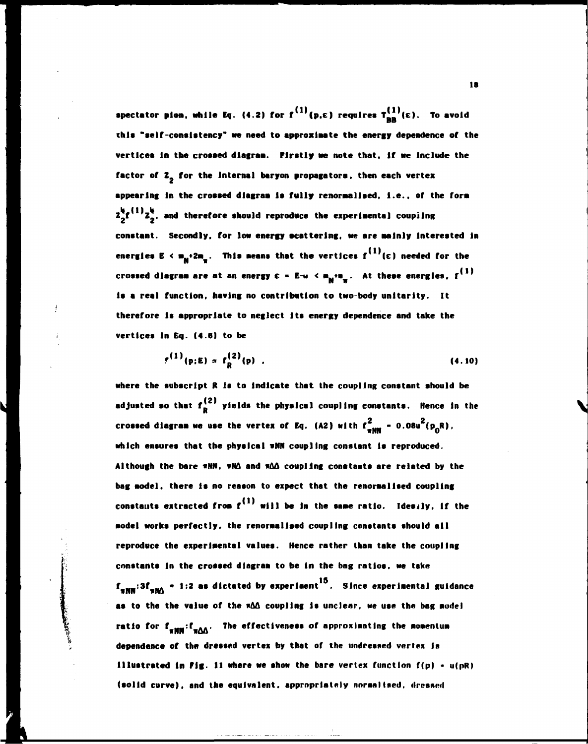spectator pion, while Eq. (4.2) for $f^{(1)}(p,\varepsilon)$ requires $T_{BB}^{(1)}(\varepsilon)$. To avoid this "self-consistency" we need to approximate the energy dependence of the vertices in the crossed diagram. Firstly we note that, if we include the factor of $Z_2$ for the internal baryon propagators, then each vertex appearing in the crossed diagram is fully renormalised, i.e., of the form $Z_2^{\frac{1}{2}} f^{(1)} Z_2^{\frac{1}{2}}$, and therefore should reproduce the experimental coupling constant. Secondly, for low energy scattering, we are mainly interested in energies $E < m_N + 2m_\pi$. This means that the vertices $f^{(1)}(\varepsilon)$ needed for the crossed diagram are at an energy $\varepsilon = E - \omega < m_N + m_\pi$. At these energies, $f^{(1)}$ is a real function, having no contribution to two-body unitarity. It therefore is appropriate to neglect its energy dependence and take the vertices in Eq. (4.8) to be

$$f^{(1)}(p;E) \approx f_R^{(2)}(p) \ , \tag{4.10}$$

where the subscript R is to indicate that the coupling constant should be adjusted so that $f_R^{(2)}$ yields the physical coupling constants. Hence in the crossed diagram we use the vertex of Eq. (A2) with $f^2_{\pi NN} = 0.08u^2(p_0 R)$, which ensures that the physical $\pi NN$ coupling constant is reproduced. Although the bare $\pi NN$, $\pi N\Delta$ and $\pi\Delta\Delta$ coupling constants are related by the bag model, there is no reason to expect that the renormalised coupling constants extracted from $f^{(1)}$ will be in the same ratio. Ideally, if the model works perfectly, the renormalised coupling constants should all reproduce the experimental values. Hence rather than take the coupling constants in the crossed diagram to be in the bag ratios, we take $f_{\pi NN}:3f_{\pi N\Delta} = 1:2$ as dictated by experiment[15]. Since experimental guidance as to the the value of the $\pi\Delta\Delta$ coupling is unclear, we use the bag model ratio for $f_{\pi NN}:f_{\pi\Delta\Delta}$. The effectiveness of approximating the momentum dependence of the dressed vertex by that of the undressed vertex is illustrated in Fig. 11 where we show the bare vertex function $f(p) = u(pR)$ (solid curve), and the equivalent, appropriately normalised, dressed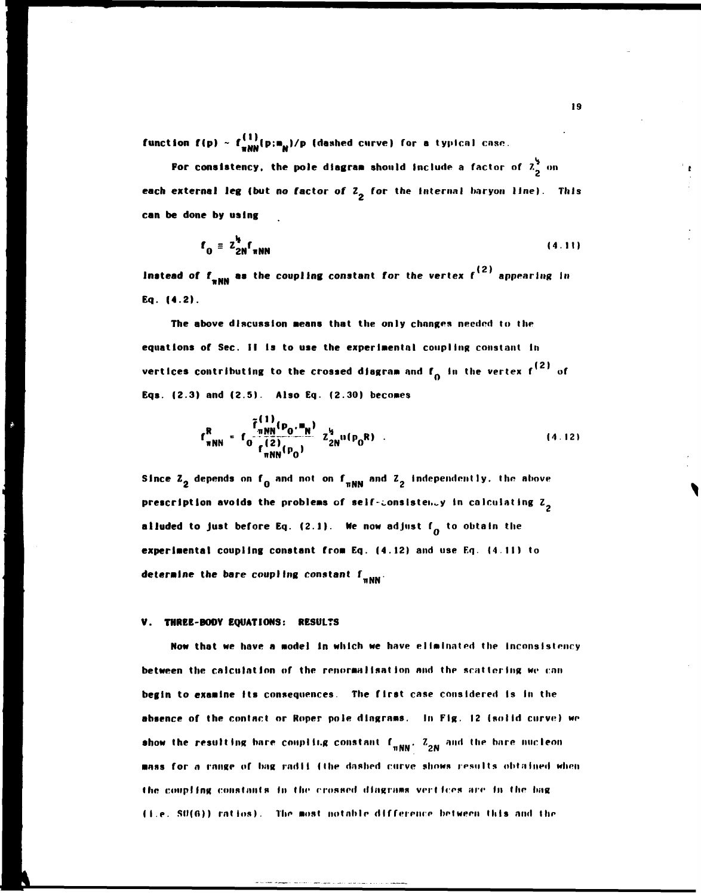function $f(p) \sim f^{(1)}_{\pi NN}(p;m_N)/p$ (dashed curve) for a typical case.

For consistency, the pole diagram should include a factor of $Z_2^{\frac{1}{2}}$ on each external leg (but no factor of $Z_2$ for the internal baryon line). This can be done by using

$$f_0 \equiv Z_{2N}^{\frac{1}{2}} f_{\pi NN} \tag{4.11}$$

instead of $f_{\pi NN}$ as the coupling constant for the vertex $f^{(2)}$ appearing in Eq. (4.2).

The above discussion means that the only changes needed to the equations of Sec. II is to use the experimental coupling constant in vertices contributing to the crossed diagram and $f_0$ in the vertex $f^{(2)}$ of Eqs. (2.3) and (2.5). Also Eq. (2.30) becomes

$$f^R_{\pi NN} = f_0 \frac{\tilde{f}^{(1)}_{\pi NN}(p_0, m_N)}{f^{(2)}_{\pi NN}(p_0)} Z_{2N}^{\frac{1}{2}} u(p_0 R) \ . \tag{4.12}$$

Since $Z_2$ depends on $f_0$ and not on $f_{\pi NN}$ and $Z_2$ independently, the above prescription avoids the problems of self-consistency in calculating $Z_2$ alluded to just before Eq. (2.1). We now adjust $f_0$ to obtain the experimental coupling constant from Eq. (4.12) and use Eq. (4.11) to determine the bare coupling constant $f_{\pi NN}$.

## V. THREE-BODY EQUATIONS: RESULTS

Now that we have a model in which we have eliminated the inconsistency between the calculation of the renormalisation and the scattering we can begin to examine its consequences. The first case considered is in the absence of the contact or Roper pole diagrams. In Fig. 12 (solid curve) we show the resulting bare coupling constant $f_{\pi NN}$, $Z_{2N}$ and the bare nucleon mass for a range of bag radii (the dashed curve shows results obtained when the coupling constants in the crossed diagrams vertices are in the bag (i.e. SU(6)) ratios). The most notable difference between this and the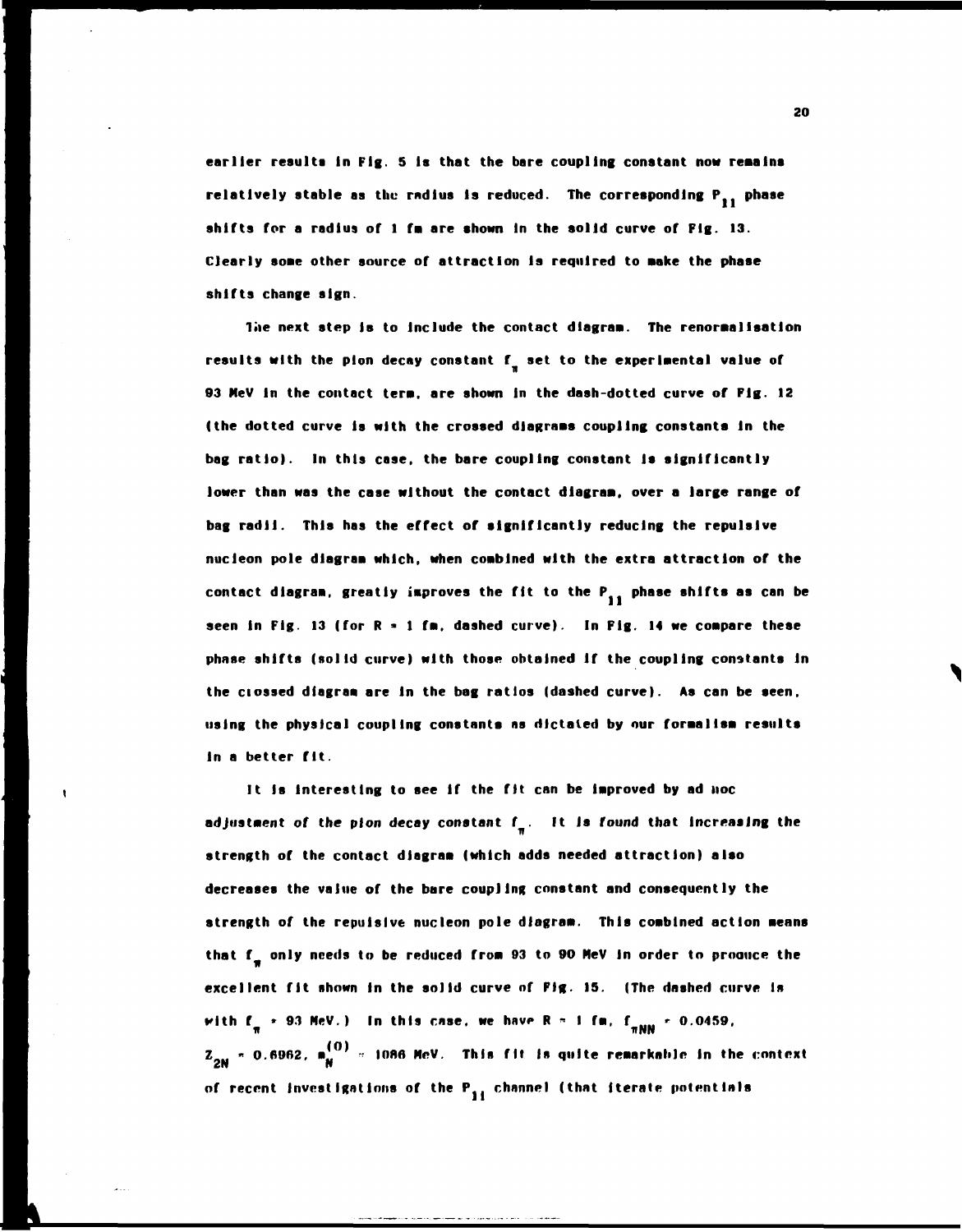earlier results in Fig. 5 is that the bare coupling constant now remains relatively stable as the radius is reduced. The corresponding $P_{11}$ phase shifts for a radius of 1 fm are shown in the solid curve of Fig. 13. Clearly some other source of attraction is required to make the phase shifts change sign.

The next step is to include the contact diagram. The renormalisation results with the pion decay constant $f_\pi$ set to the experimental value of 93 MeV in the contact term, are shown in the dash-dotted curve of Fig. 12 (the dotted curve is with the crossed diagrams coupling constants in the bag ratio). In this case, the bare coupling constant is significantly lower than was the case without the contact diagram, over a large range of bag radii. This has the effect of significantly reducing the repulsive nucleon pole diagram which, when combined with the extra attraction of the contact diagram, greatly improves the fit to the $P_{11}$ phase shifts as can be seen in Fig. 13 (for R = 1 fm, dashed curve). In Fig. 14 we compare these phase shifts (solid curve) with those obtained if the coupling constants in the crossed diagram are in the bag ratios (dashed curve). As can be seen, using the physical coupling constants as dictated by our formalism results in a better fit.

It is interesting to see if the fit can be improved by ad hoc adjustment of the pion decay constant $f_\pi$. It is found that increasing the strength of the contact diagram (which adds needed attraction) also decreases the value of the bare coupling constant and consequently the strength of the repulsive nucleon pole diagram. This combined action means that $f_\pi$ only needs to be reduced from 93 to 90 MeV in order to produce the excellent fit shown in the solid curve of Fig. 15. (The dashed curve is with $f_\pi$ = 93 MeV.) In this case, we have R = 1 fm, $f_{\pi NN}$ = 0.0459, $Z_{2N}$ = 0.6962, $m_N^{(0)}$ = 1086 MeV. This fit is quite remarkable in the context of recent investigations of the $P_{11}$ channel (that iterate potentials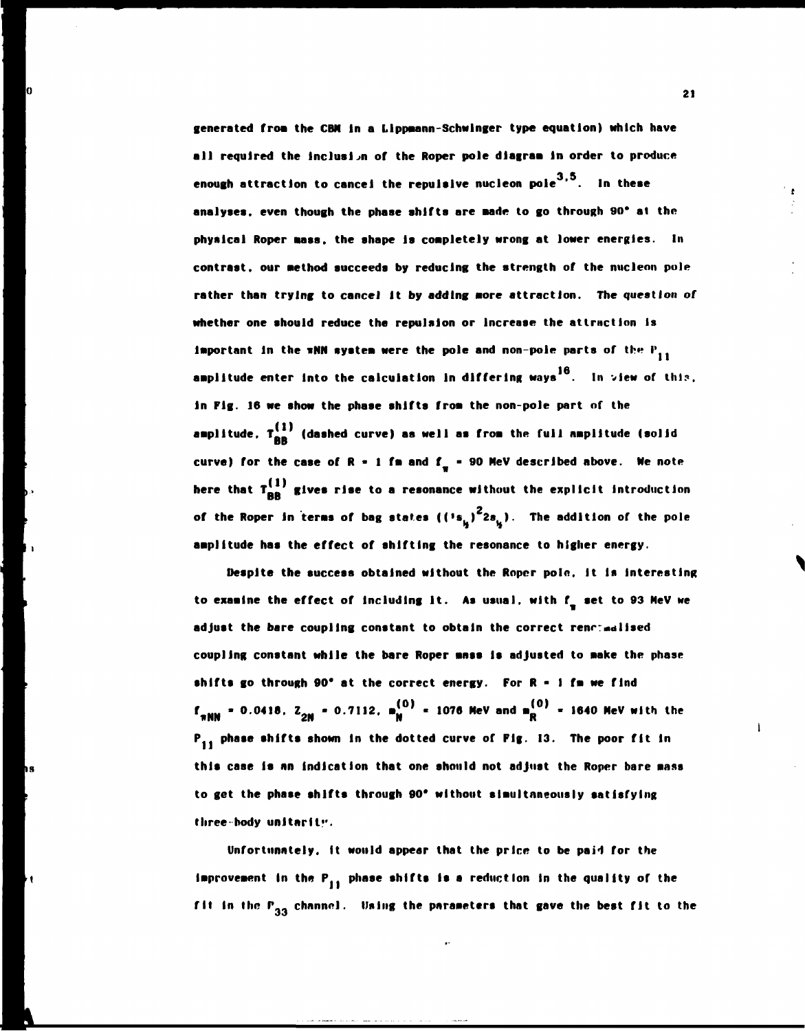generated from the CBM in a Lippmann-Schwinger type equation) which have all required the inclusion of the Roper pole diagram in order to produce enough attraction to cancel the repulsive nucleon pole[3,5]. In these analyses, even though the phase shifts are made to go through 90° at the physical Roper mass, the shape is completely wrong at lower energies. In contrast, our method succeeds by reducing the strength of the nucleon pole rather than trying to cancel it by adding more attraction. The question of whether one should reduce the repulsion or increase the attraction is important in the $\pi NN$ system were the pole and non-pole parts of the $P_{11}$ amplitude enter into the calculation in differing ways[16]. In view of this, in Fig. 16 we show the phase shifts from the non-pole part of the amplitude, $T_{BB}^{(1)}$ (dashed curve) as well as from the full amplitude (solid curve) for the case of $R = 1$ fm and $f_\pi = 90$ MeV described above. We note here that $T_{BB}^{(1)}$ gives rise to a resonance without the explicit introduction of the Roper in terms of bag states $((1s_{\frac{1}{2}})^2 2s_{\frac{1}{2}})$. The addition of the pole amplitude has the effect of shifting the resonance to higher energy.

Despite the success obtained without the Roper pole, it is interesting to examine the effect of including it. As usual, with $f_\pi$ set to 93 MeV we adjust the bare coupling constant to obtain the correct renormalised coupling constant while the bare Roper mass is adjusted to make the phase shifts go through 90° at the correct energy. For $R = 1$ fm we find $f_{\pi NN} = 0.0418$, $Z_{2N} = 0.7112$, $m_N^{(0)} = 1076$ MeV and $m_R^{(0)} = 1640$ MeV with the $P_{11}$ phase shifts shown in the dotted curve of Fig. 13. The poor fit in this case is an indication that one should not adjust the Roper bare mass to get the phase shifts through 90° without simultaneously satisfying three-body unitarity.

Unfortunately, it would appear that the price to be paid for the improvement in the $P_{11}$ phase shifts is a reduction in the quality of the fit in the $P_{33}$ channel. Using the parameters that gave the best fit to the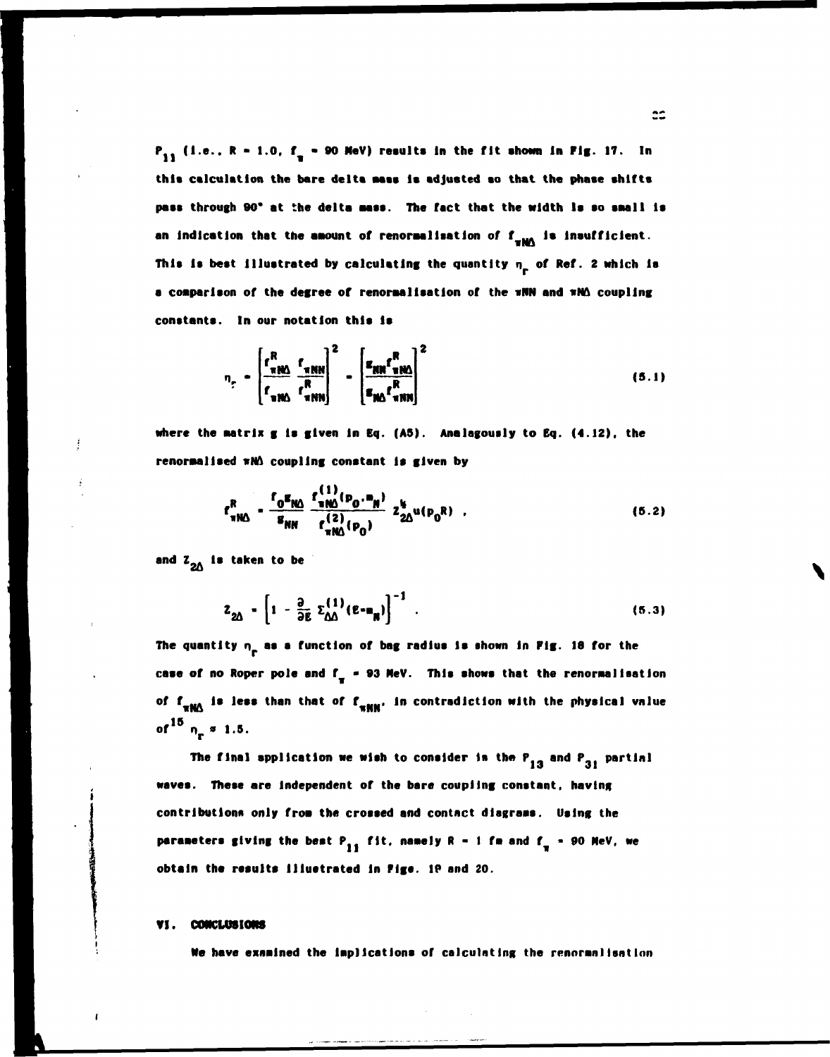$P_{11}$ (i.e., $R = 1.0$, $f_\pi = 90$ MeV) results in the fit shown in Fig. 17. In this calculation the bare delta mass is adjusted so that the phase shifts pass through 90° at the delta mass. The fact that the width is so small is an indication that the amount of renormalisation of $f_{\pi N\Delta}$ is insufficient. This is best illustrated by calculating the quantity $\eta_r$ of Ref. 2 which is a comparison of the degree of renormalisation of the $\pi NN$ and $\pi N\Delta$ coupling constants. In our notation this is

$$\eta_r = \left[\frac{f^R_{\pi N\Delta}}{f_{\pi N\Delta}}\,\frac{f_{\pi NN}}{f^R_{\pi NN}}\right]^2 = \left[\frac{g_{NN}\,f^R_{\pi N\Delta}}{g_{N\Delta}\,f^R_{\pi NN}}\right]^2 \tag{5.1}$$

where the matrix g is given in Eq. (A5). Analagously to Eq. (4.12), the renormalised $\pi N\Delta$ coupling constant is given by

$$f^R_{\pi N\Delta} = \frac{f_0 g_{N\Delta}}{g_{NN}}\,\frac{f^{(1)}_{\pi N\Delta}(p_0 \cdot m_N)}{f^{(2)}_{\pi N\Delta}(p_0)}\,Z^{\frac{1}{2}}_{2\Delta}\,u(p_0 R) \ , \tag{5.2}$$

and $Z_{2\Delta}$ is taken to be

$$Z_{2\Delta} = \left[1 - \frac{\partial}{\partial E}\,\Sigma^{(1)}_{\Delta\Delta}(E - m_N)\right]^{-1} \ . \tag{5.3}$$

The quantity $\eta_r$ as a function of bag radius is shown in Fig. 18 for the case of no Roper pole and $f_\pi = 93$ MeV. This shows that the renormalisation of $f_{\pi N\Delta}$ is less than that of $f_{\pi NN}$, in contradiction with the physical value of[15] $\eta_r \approx 1.5$.

The final application we wish to consider is the $P_{13}$ and $P_{31}$ partial waves. These are independent of the bare coupling constant, having contributions only from the crossed and contact diagrams. Using the parameters giving the best $P_{11}$ fit, namely $R = 1$ fm and $f_\pi = 90$ MeV, we obtain the results illustrated in Figs. 19 and 20.

## VI. CONCLUSIONS

We have examined the implications of calculating the renormalisation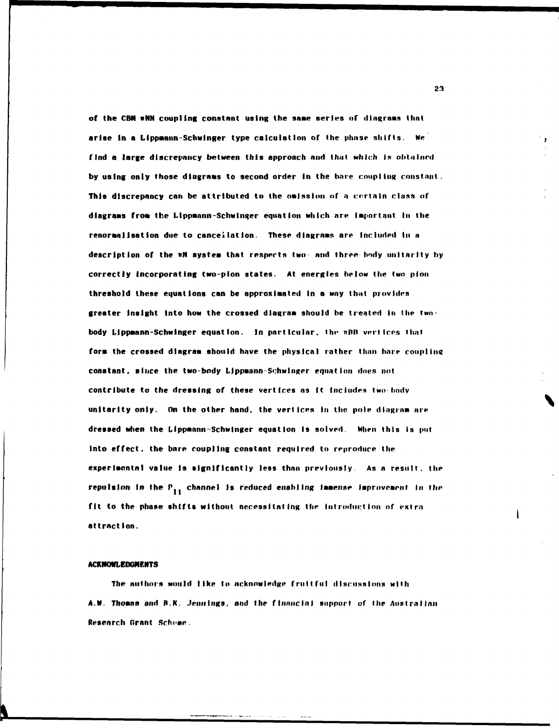of the CBM $\pi NN$ coupling constant using the same series of diagrams that arise in a Lippmann-Schwinger type calculation of the phase shifts. We find a large discrepancy between this approach and that which is obtained by using only those diagrams to second order in the bare coupling constant. This discrepancy can be attributed to the omission of a certain class of diagrams from the Lippmann-Schwinger equation which are important in the renormalisation due to cancellation. These diagrams are included in a description of the $\pi N$ system that respects two- and three-body unitarity by correctly incorporating two-pion states. At energies below the two pion threshold these equations can be approximated in a way that provides greater insight into how the crossed diagram should be treated in the two-body Lippmann-Schwinger equation. In particular, the $\pi BB$ vertices that form the crossed diagram should have the physical rather than bare coupling constant, since the two-body Lippmann-Schwinger equation does not contribute to the dressing of these vertices as it includes two-body unitarity only. On the other hand, the vertices in the pole diagram are dressed when the Lippmann-Schwinger equation is solved. When this is put into effect, the bare coupling constant required to reproduce the experimental value is significantly less than previously. As a result, the repulsion in the $P_{11}$ channel is reduced enabling immense improvement in the fit to the phase shifts without necessitating the introduction of extra attraction.

## ACKNOWLEDGMENTS

The authors would like to acknowledge fruitful discussions with A.W. Thomas and B.K. Jennings, and the financial support of the Australian Research Grant Scheme.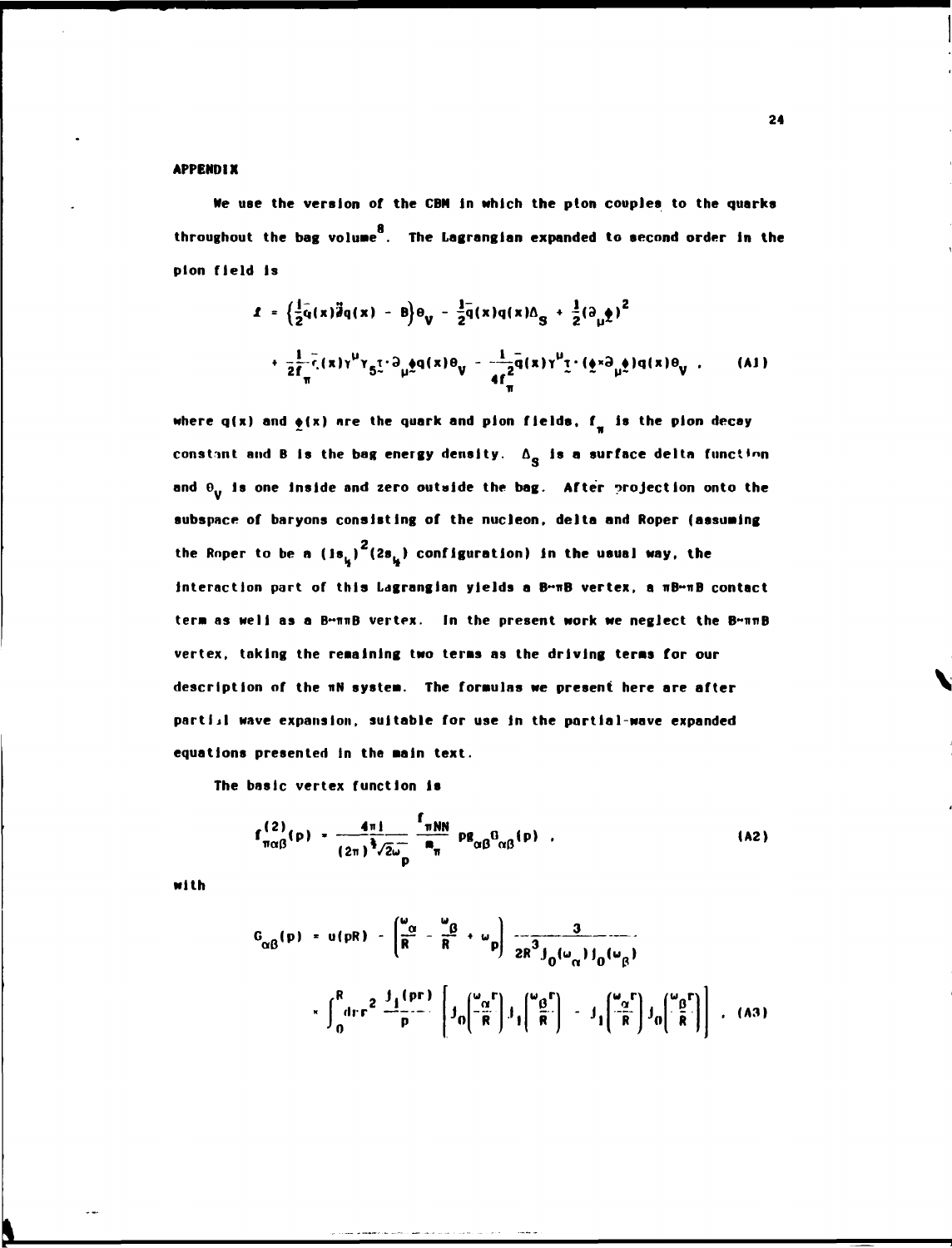## APPENDIX

We use the version of the CBM in which the pion couples to the quarks throughout the bag volume[8]. The Lagrangian expanded to second order in the pion field is

$$\mathcal{L} = \left(\frac{i}{2}\bar{q}(x)\overleftrightarrow{\not{\partial}}q(x) - B\right)\theta_V - \frac{1}{2}\bar{q}(x)q(x)\Delta_S + \frac{1}{2}(\partial_\mu \underset{\sim}{\phi})^2$$

$$+ \frac{1}{2f_\pi}\bar{q}(x)\gamma^\mu\gamma_5\underset{\sim}{\tau}\cdot\partial_\mu\underset{\sim}{\phi}q(x)\theta_V - \frac{1}{4f_\pi^2}\bar{q}(x)\gamma^\mu\underset{\sim}{\tau}\cdot(\underset{\sim}{\phi}\times\partial_\mu\underset{\sim}{\phi})q(x)\theta_V \quad . \qquad \text{(A1)}$$

where $q(x)$ and $\underset{\sim}{\phi}(x)$ are the quark and pion fields, $f_\pi$ is the pion decay constant and B is the bag energy density. $\Delta_S$ is a surface delta function and $\theta_V$ is one inside and zero outside the bag. After projection onto the subspace of baryons consisting of the nucleon, delta and Roper (assuming the Roper to be a $(1s_{\frac{1}{2}})^2(2s_{\frac{1}{2}})$ configuration) in the usual way, the interaction part of this Lagrangian yields a B↔πB vertex, a πB↔πB contact term as well as a B↔ππB vertex. In the present work we neglect the B↔ππB vertex, taking the remaining two terms as the driving terms for our description of the πN system. The formulas we present here are after partial wave expansion, suitable for use in the partial-wave expanded equations presented in the main text.

The basic vertex function is

$$f^{(2)}_{\pi\alpha\beta}(p) = \frac{4\pi i}{(2\pi)^{\frac{3}{2}}\sqrt{2\omega_p}}\,\frac{f_{\pi NN}}{m_\pi}\,p\,g_{\alpha\beta}G_{\alpha\beta}(p) \quad , \qquad \text{(A2)}$$

with

$$G_{\alpha\beta}(p) = u(pR) - \left(\frac{\omega_\alpha}{R} - \frac{\omega_\beta}{R} + \omega_p\right)\frac{3}{2R^3 j_0(\omega_\alpha)j_0(\omega_\beta)}$$

$$\times \int_0^R dr\,r^2\,\frac{j_1(pr)}{p}\left[j_0\!\left(\frac{\omega_\alpha r}{R}\right)j_1\!\left(\frac{\omega_\beta r}{R}\right) - j_1\!\left(\frac{\omega_\alpha r}{R}\right)j_0\!\left(\frac{\omega_\beta r}{R}\right)\right] \quad . \qquad \text{(A3)}$$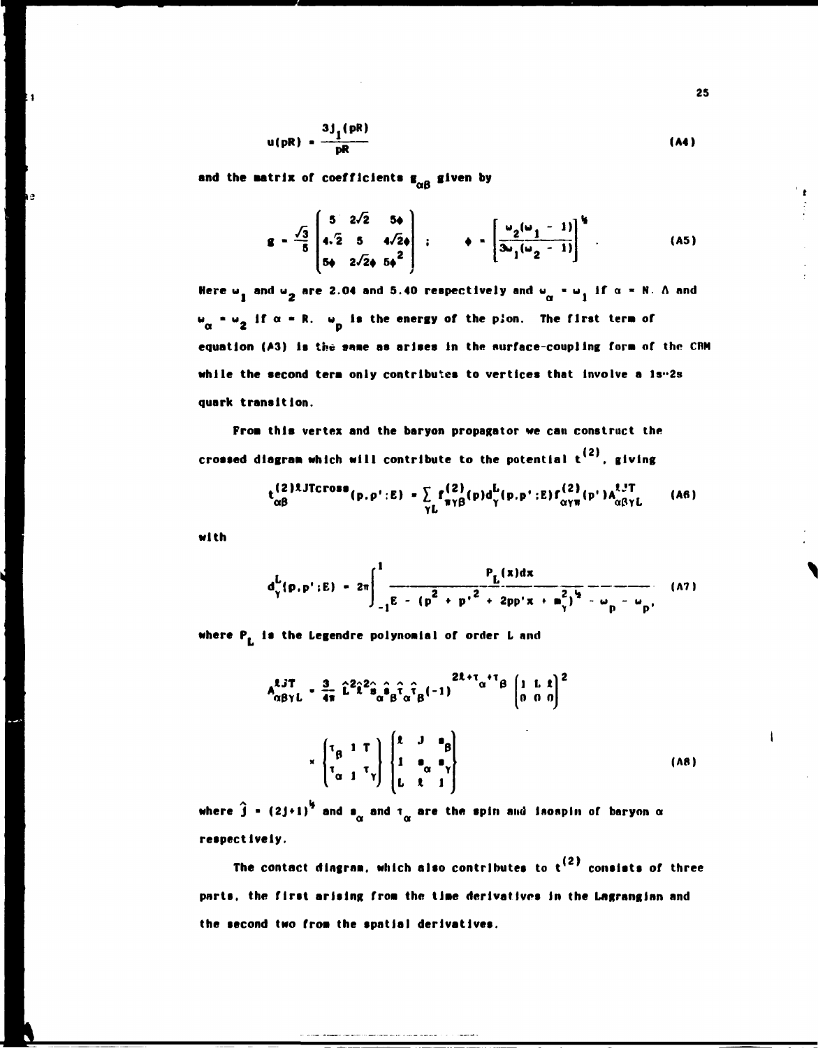$$u(pR) = \frac{3j_1(pR)}{pR} \tag{A4}$$

and the matrix of coefficients $g_{\alpha\beta}$ given by

$$g = \frac{\sqrt{3}}{5}\begin{pmatrix} 5 & 2\sqrt{2} & 5\phi \\ 4\sqrt{2} & 5 & 4\sqrt{2}\phi \\ 5\phi & 2\sqrt{2}\phi & 5\phi^2 \end{pmatrix} \quad ; \qquad \phi = \left[\frac{\omega_2(\omega_1 - 1)}{3\omega_1(\omega_2 - 1)}\right]^{\frac{1}{2}} . \tag{A5}$$

Here $\omega_1$ and $\omega_2$ are 2.04 and 5.40 respectively and $\omega_\alpha = \omega_1$ if $\alpha = N, \Delta$ and $\omega_\alpha = \omega_2$ if $\alpha = R$. $\omega_p$ is the energy of the pion. The first term of equation (A3) is the same as arises in the surface-coupling form of the CBM while the second term only contributes to vertices that involve a 1s→2s quark transition.

From this vertex and the baryon propagator we can construct the crossed diagram which will contribute to the potential $t^{(2)}$, giving

$$t^{(2)\ell JTcross}_{\alpha\beta}(p,p';E) = \sum_{\gamma L} f^{(2)}_{\pi\gamma\beta}(p)d^L_\gamma(p,p';E)f^{(2)}_{\alpha\gamma\pi}(p')A^{\ell JT}_{\alpha\beta\gamma L} \tag{A6}$$

with

$$d^L_\gamma(p,p';E) = 2\pi\int_{-1}^{1} \frac{P_L(x)dx}{E - (p^2 + p'^2 + 2pp'x + m^2_\gamma)^{\frac{1}{2}} - \omega_p - \omega_{p'}} \tag{A7}$$

where $P_L$ is the Legendre polynomial of order L and

$$A^{\ell JT}_{\alpha\beta\gamma L} = \frac{3}{4\pi}\hat{L}^2\hat{\ell}^2\hat{s}_\alpha\hat{s}_\beta\hat{\tau}_\alpha\hat{\tau}_\beta(-1)^{2\ell+\tau_\alpha+\tau_\beta}\begin{pmatrix} 1 & L & \ell \\ 0 & 0 & 0 \end{pmatrix}^2$$

$$\times \begin{Bmatrix} \tau_\beta & 1 & T \\ \tau_\alpha & 1 & \tau_\gamma \end{Bmatrix}\begin{Bmatrix} \ell & J & s_\beta \\ 1 & s_\alpha & s_\gamma \\ L & \ell & 1 \end{Bmatrix} \tag{A8}$$

where $\hat{j} = (2j+1)^{\frac{1}{2}}$ and $s_\alpha$ and $\tau_\alpha$ are the spin and isospin of baryon $\alpha$ respectively.

The contact diagram, which also contributes to $t^{(2)}$ consists of three parts, the first arising from the time derivatives in the Lagrangian and the second two from the spatial derivatives.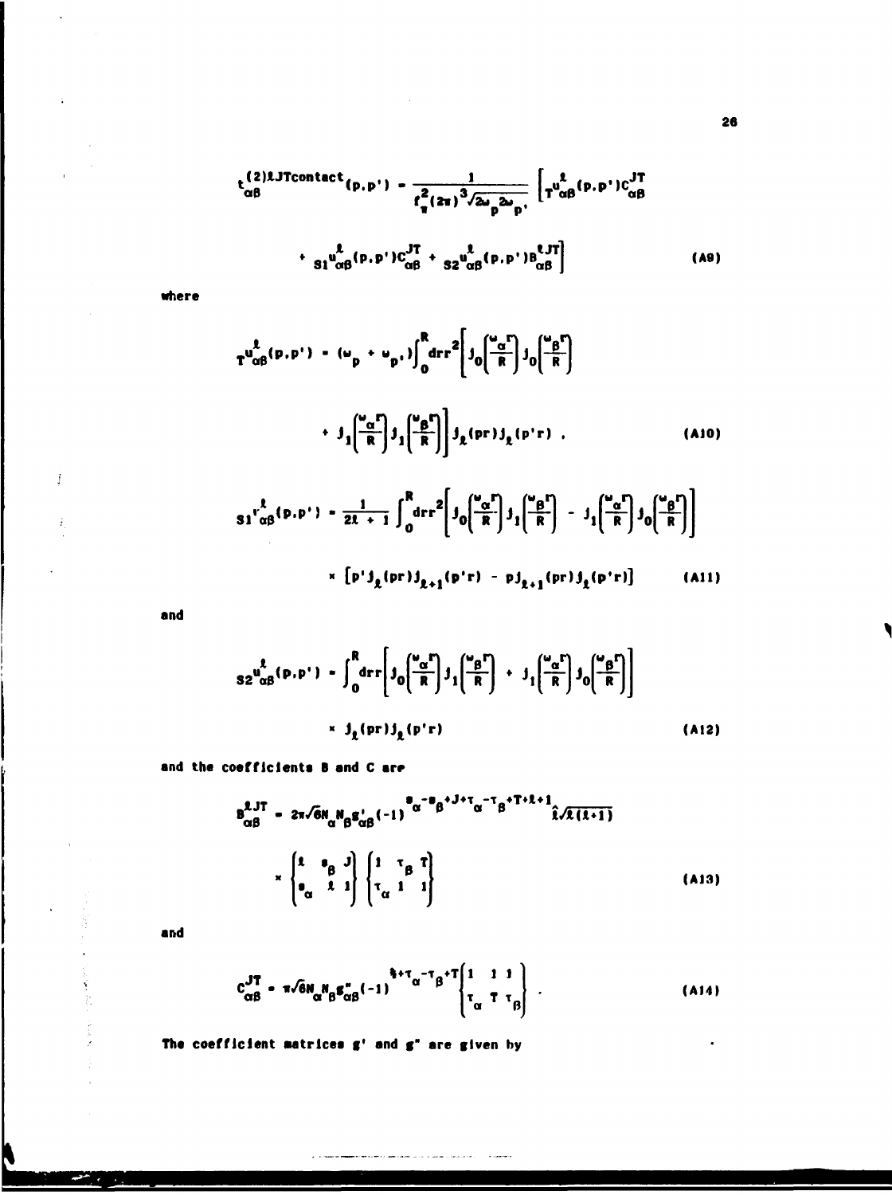$$t_{\alpha\beta}^{(2)\ell JT\text{contact}}(p,p') = \frac{1}{f_\pi^2(2\pi)^3\sqrt{2\omega_p 2\omega_{p'}}}\left[{}_T u_{\alpha\beta}^{\ell}(p,p')C_{\alpha\beta}^{JT}\right.$$

$$\left. + {}_{S1}u_{\alpha\beta}^{\ell}(p,p')C_{\alpha\beta}^{JT} + {}_{S2}u_{\alpha\beta}^{\ell}(p,p')B_{\alpha\beta}^{\ell JT}\right] \tag{A9}$$

where

$${}_T u_{\alpha\beta}^{\ell}(p,p') = (\omega_p + \omega_{p'})\int_0^R dr r^2\left[j_0\left(\frac{\omega_\alpha r}{R}\right)j_0\left(\frac{\omega_\beta r}{R}\right)\right.$$

$$\left. + j_1\left(\frac{\omega_\alpha r}{R}\right)j_1\left(\frac{\omega_\beta r}{R}\right)\right]j_\ell(pr)j_\ell(p'r) \ , \tag{A10}$$

$${}_{S1}u_{\alpha\beta}^{\ell}(p,p') = \frac{1}{2\ell+1}\int_0^R dr r^2\left[j_0\left(\frac{\omega_\alpha r}{R}\right)j_1\left(\frac{\omega_\beta r}{R}\right) - j_1\left(\frac{\omega_\alpha r}{R}\right)j_0\left(\frac{\omega_\beta r}{R}\right)\right]$$

$$\times \left[p' j_\ell(pr)j_{\ell+1}(p'r) - p j_{\ell+1}(pr)j_\ell(p'r)\right] \tag{A11}$$

and

$${}_{S2}u_{\alpha\beta}^{\ell}(p,p') = \int_0^R dr r\left[j_0\left(\frac{\omega_\alpha r}{R}\right)j_1\left(\frac{\omega_\beta r}{R}\right) + j_1\left(\frac{\omega_\alpha r}{R}\right)j_0\left(\frac{\omega_\beta r}{R}\right)\right]$$

$$\times j_\ell(pr)j_\ell(p'r) \tag{A12}$$

and the coefficients B and C are

$$B_{\alpha\beta}^{\ell JT} = 2\pi\sqrt{6}N_\alpha N_\beta g'_{\alpha\beta}(-1)^{s_\alpha - s_\beta + J + \tau_\alpha - \tau_\beta + T + \ell + 1}\hat{\ell}\sqrt{\ell(\ell+1)}$$

$$\times \begin{Bmatrix} \ell & s_\beta & J \\ s_\alpha & \ell & 1 \end{Bmatrix}\begin{Bmatrix} 1 & \tau_\beta & T \\ \tau_\alpha & 1 & 1 \end{Bmatrix} \tag{A13}$$

and

$$C_{\alpha\beta}^{JT} = \pi\sqrt{6}N_\alpha N_\beta g''_{\alpha\beta}(-1)^{\frac{1}{2}+\tau_\alpha - \tau_\beta + T}\begin{Bmatrix} 1 & 1 & 1 \\ \tau_\alpha & T & \tau_\beta \end{Bmatrix} \ . \tag{A14}$$

The coefficient matrices g' and g" are given by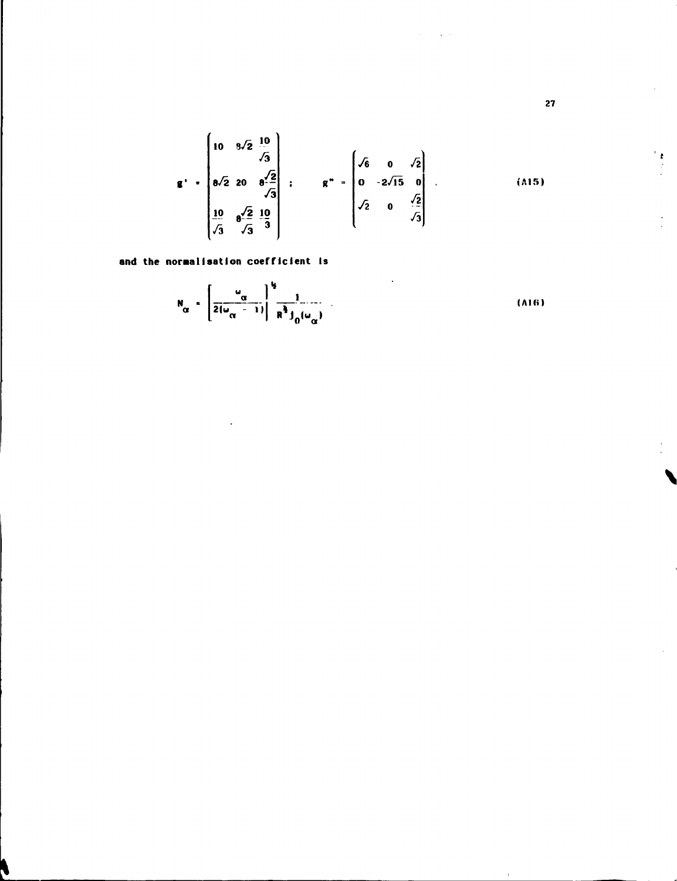$$g' = \begin{pmatrix} 10 & 8\sqrt{2} & \frac{10}{\sqrt{3}} \\ 8\sqrt{2} & 20 & 8\frac{\sqrt{2}}{\sqrt{3}} \\ \frac{10}{\sqrt{3}} & 8\frac{\sqrt{2}}{\sqrt{3}} & \frac{10}{3} \end{pmatrix} \; ; \qquad g'' = \begin{pmatrix} \sqrt{6} & 0 & \sqrt{2} \\ 0 & -2\sqrt{15} & 0 \\ \sqrt{2} & 0 & \frac{\sqrt{2}}{\sqrt{3}} \end{pmatrix} \; . \qquad \text{(A15)}$$

and the normalisation coefficient is

$$N_\alpha = \left[ \frac{\omega_\alpha}{2(\omega_\alpha - 1)} \right]^{\frac{1}{2}} \frac{1}{R^{\frac{3}{2}} j_0(\omega_\alpha)} \; . \qquad \text{(A16)}$$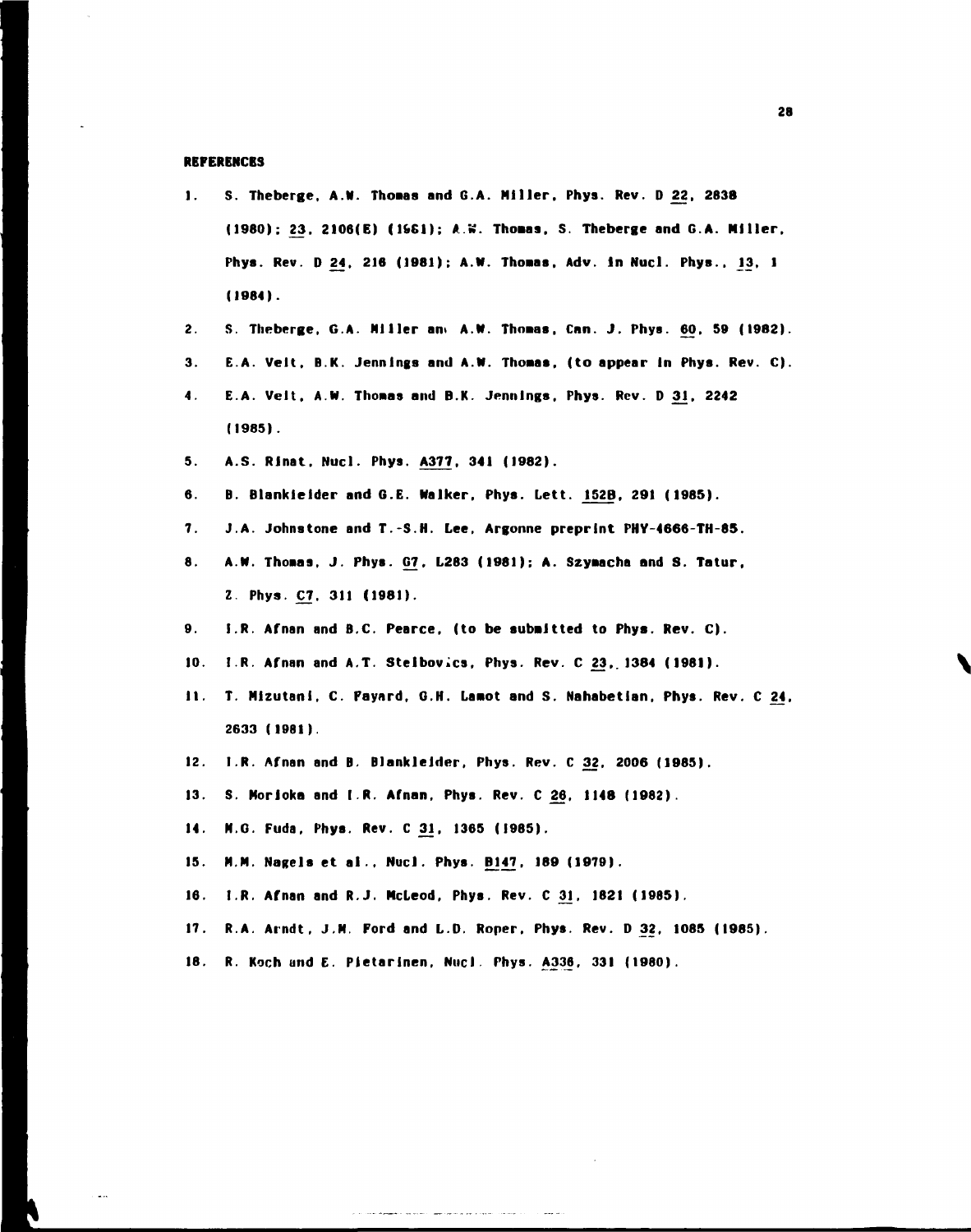## REFERENCES

1. S. Theberge, A.W. Thomas and G.A. Miller, Phys. Rev. D 22, 2838 (1980); 23, 2106(E) (1981); A.W. Thomas, S. Theberge and G.A. Miller, Phys. Rev. D 24, 216 (1981); A.W. Thomas, Adv. in Nucl. Phys., 13, 1 (1984).
2. S. Theberge, G.A. Miller and A.W. Thomas, Can. J. Phys. 60, 59 (1982).
3. E.A. Veit, B.K. Jennings and A.W. Thomas, (to appear in Phys. Rev. C).
4. E.A. Veit, A.W. Thomas and B.K. Jennings, Phys. Rev. D 31, 2242 (1985).
5. A.S. Rinat, Nucl. Phys. A377, 341 (1982).
6. B. Blankleider and G.E. Walker, Phys. Lett. 152B, 291 (1985).
7. J.A. Johnstone and T.-S.H. Lee, Argonne preprint PHY-4666-TH-85.
8. A.W. Thomas, J. Phys. G7, L283 (1981); A. Szymacha and S. Tatur, Z. Phys. C7, 311 (1981).
9. I.R. Afnan and B.C. Pearce, (to be submitted to Phys. Rev. C).
10. I.R. Afnan and A.T. Stelbovics, Phys. Rev. C 23, 1384 (1981).
11. T. Mizutani, C. Fayard, G.H. Lamot and S. Nahabetian, Phys. Rev. C 24, 2633 (1981).
12. I.R. Afnan and B. Blankleider, Phys. Rev. C 32, 2006 (1985).
13. S. Morioka and I.R. Afnan, Phys. Rev. C 26, 1148 (1982).
14. M.G. Fuda, Phys. Rev. C 31, 1365 (1985).
15. M.M. Nagels et al., Nucl. Phys. B147, 189 (1979).
16. I.R. Afnan and R.J. McLeod, Phys. Rev. C 31, 1821 (1985).
17. R.A. Arndt, J.M. Ford and L.D. Roper, Phys. Rev. D 32, 1085 (1985).
18. R. Koch and E. Pietarinen, Nucl. Phys. A336, 331 (1980).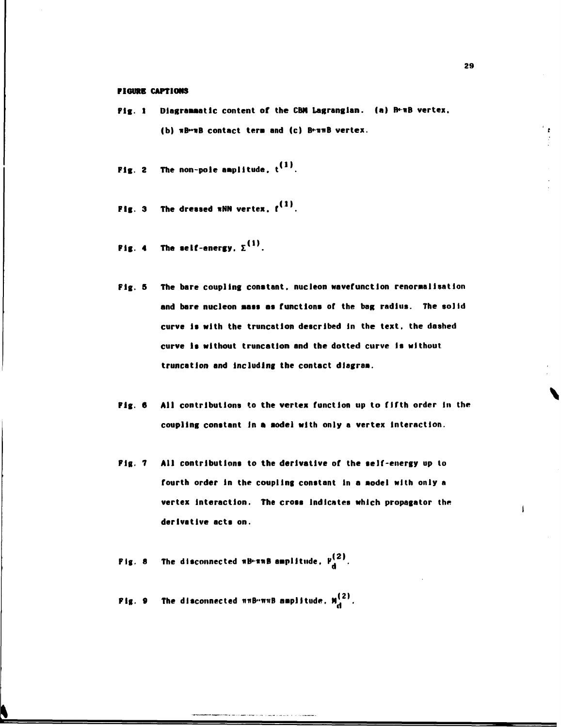## FIGURE CAPTIONS

Fig. 1 Diagrammatic content of the CBM Lagrangian. (a) $B \leftrightarrow \pi B$ vertex, (b) $\pi B \leftrightarrow \pi B$ contact term and (c) $B \leftrightarrow \pi\pi B$ vertex.

Fig. 2 The non-pole amplitude, $t^{(1)}$.

Fig. 3 The dressed $\pi NN$ vertex, $f^{(1)}$.

Fig. 4 The self-energy, $\Sigma^{(1)}$.

Fig. 5 The bare coupling constant, nucleon wavefunction renormalisation and bare nucleon mass as functions of the bag radius. The solid curve is with the truncation described in the text, the dashed curve is without truncation and the dotted curve is without truncation and including the contact diagram.

Fig. 6 All contributions to the vertex function up to fifth order in the coupling constant in a model with only a vertex interaction.

Fig. 7 All contributions to the derivative of the self-energy up to fourth order in the coupling constant in a model with only a vertex interaction. The cross indicates which propagator the derivative acts on.

Fig. 8 The disconnected $\pi B \leftrightarrow \pi\pi B$ amplitude, $F_d^{(2)}$.

Fig. 9 The disconnected $\pi\pi B \leftrightarrow \pi\pi B$ amplitude, $M_d^{(2)}$.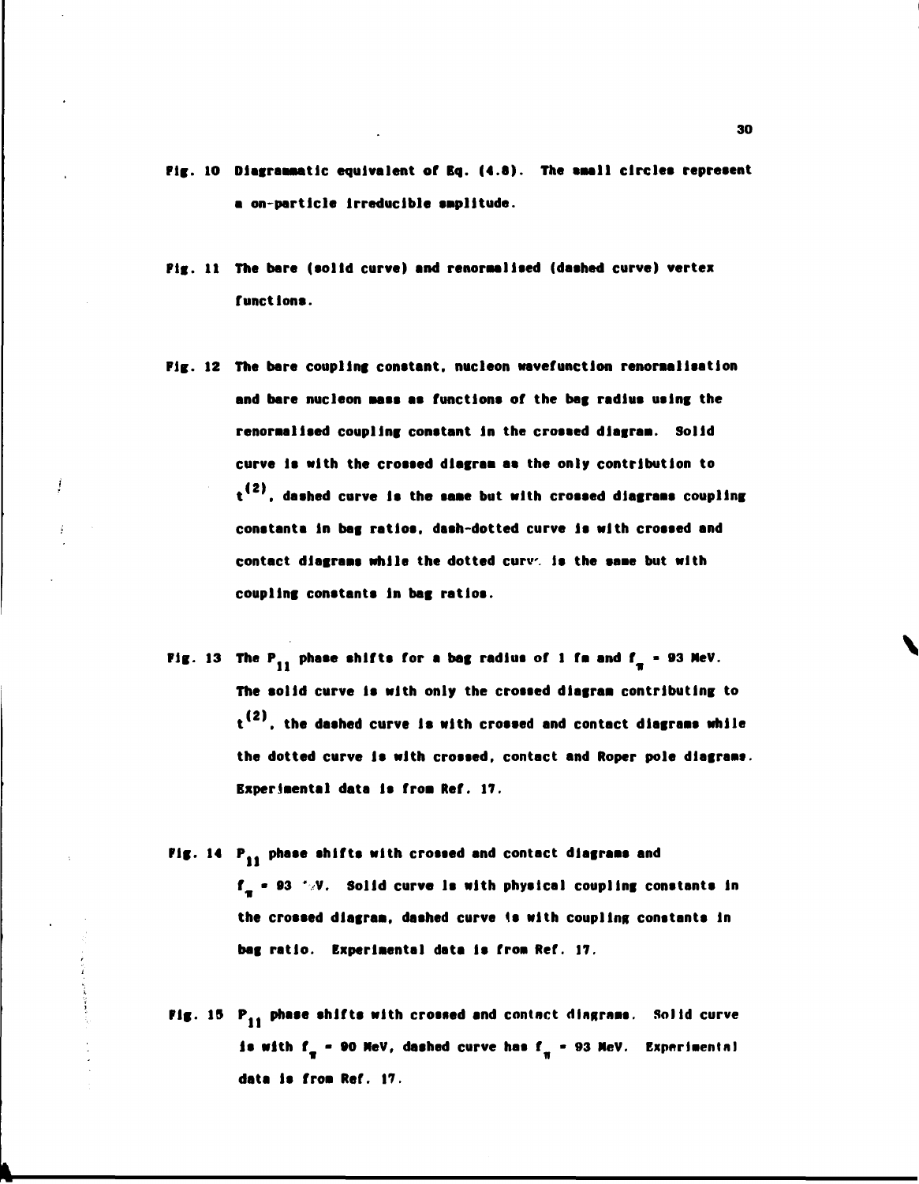Fig. 10 Diagrammatic equivalent of Eq. (4.8). The small circles represent a on-particle irreducible amplitude.

Fig. 11 The bare (solid curve) and renormalised (dashed curve) vertex functions.

Fig. 12 The bare coupling constant, nucleon wavefunction renormalisation and bare nucleon mass as functions of the bag radius using the renormalised coupling constant in the crossed diagram. Solid curve is with the crossed diagram as the only contribution to $t^{(2)}$, dashed curve is the same but with crossed diagrams coupling constants in bag ratios, dash-dotted curve is with crossed and contact diagrams while the dotted curve is the same but with coupling constants in bag ratios.

Fig. 13 The $P_{11}$ phase shifts for a bag radius of 1 fm and $f_\pi$ = 93 MeV. The solid curve is with only the crossed diagram contributing to $t^{(2)}$, the dashed curve is with crossed and contact diagrams while the dotted curve is with crossed, contact and Roper pole diagrams. Experimental data is from Ref. 17.

Fig. 14 $P_{11}$ phase shifts with crossed and contact diagrams and $f_\pi$ = 93 MeV. Solid curve is with physical coupling constants in the crossed diagram, dashed curve is with coupling constants in bag ratio. Experimental data is from Ref. 17.

Fig. 15 $P_{11}$ phase shifts with crossed and contact diagrams. Solid curve is with $f_\pi$ = 90 MeV, dashed curve has $f_\pi$ = 93 MeV. Experimental data is from Ref. 17.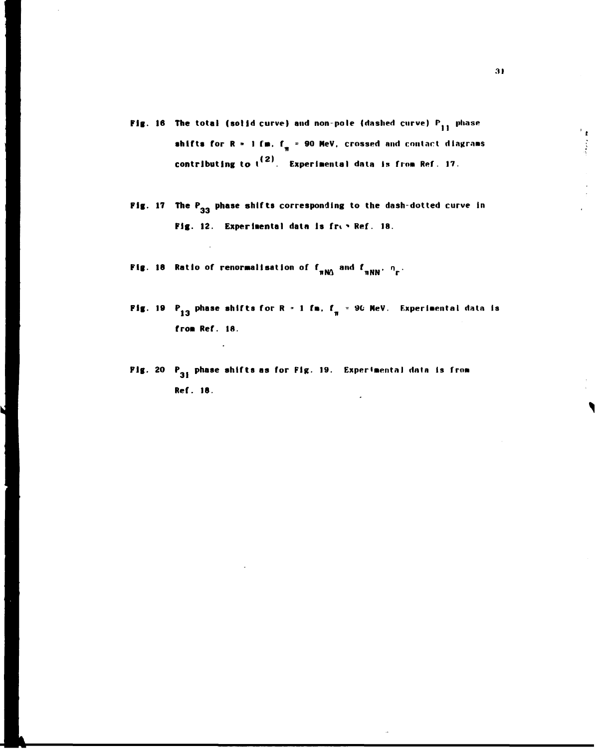Fig. 16 The total (solid curve) and non-pole (dashed curve) $P_{11}$ phase shifts for $R = 1$ fm, $f_\pi = 90$ MeV, crossed and contact diagrams contributing to $t^{(2)}$. Experimental data is from Ref. 17.

Fig. 17 The $P_{33}$ phase shifts corresponding to the dash-dotted curve in Fig. 12. Experimental data is from Ref. 18.

Fig. 18 Ratio of renormalisation of $f_{\pi N\Delta}$ and $f_{\pi NN}$, $n_r$.

Fig. 19 $P_{13}$ phase shifts for $R = 1$ fm, $f_\pi = 90$ MeV. Experimental data is from Ref. 18.

Fig. 20 $P_{31}$ phase shifts as for Fig. 19. Experimental data is from Ref. 18.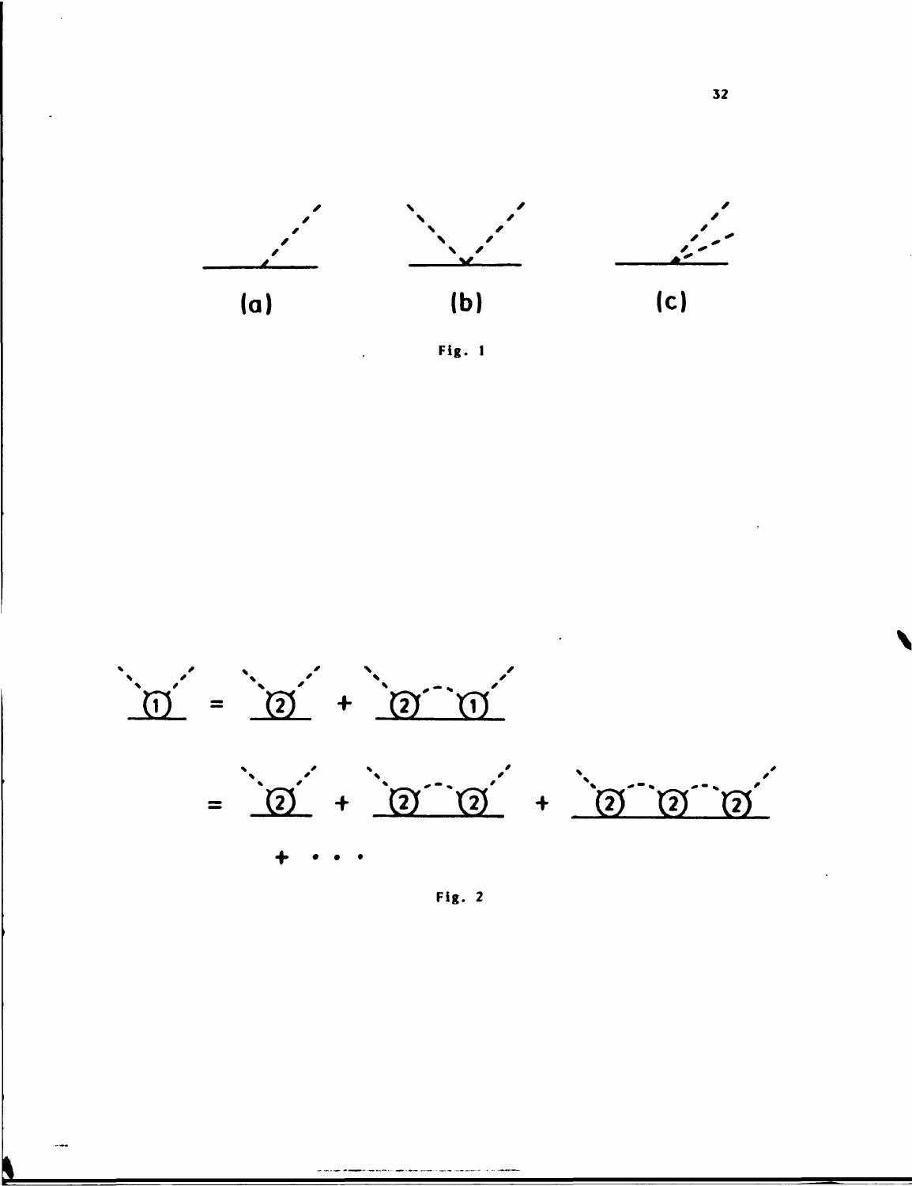(a)

(b)

(c)

Fig. 1

= + 

= + + 

+ . . .

Fig. 2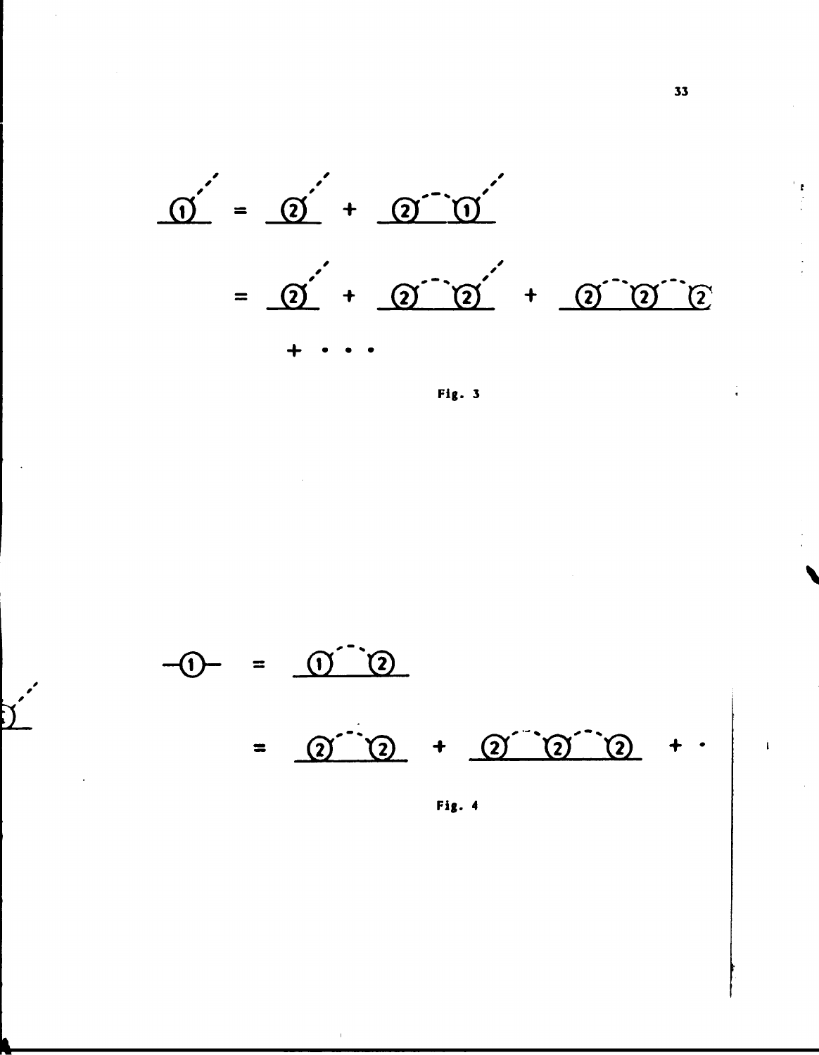Fig. 3

Fig. 4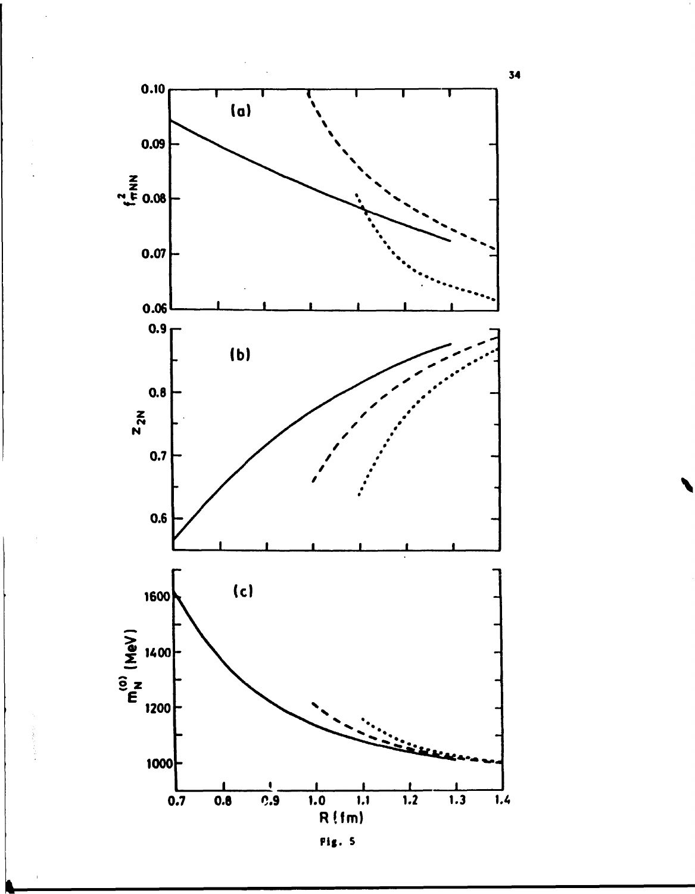Fig. 5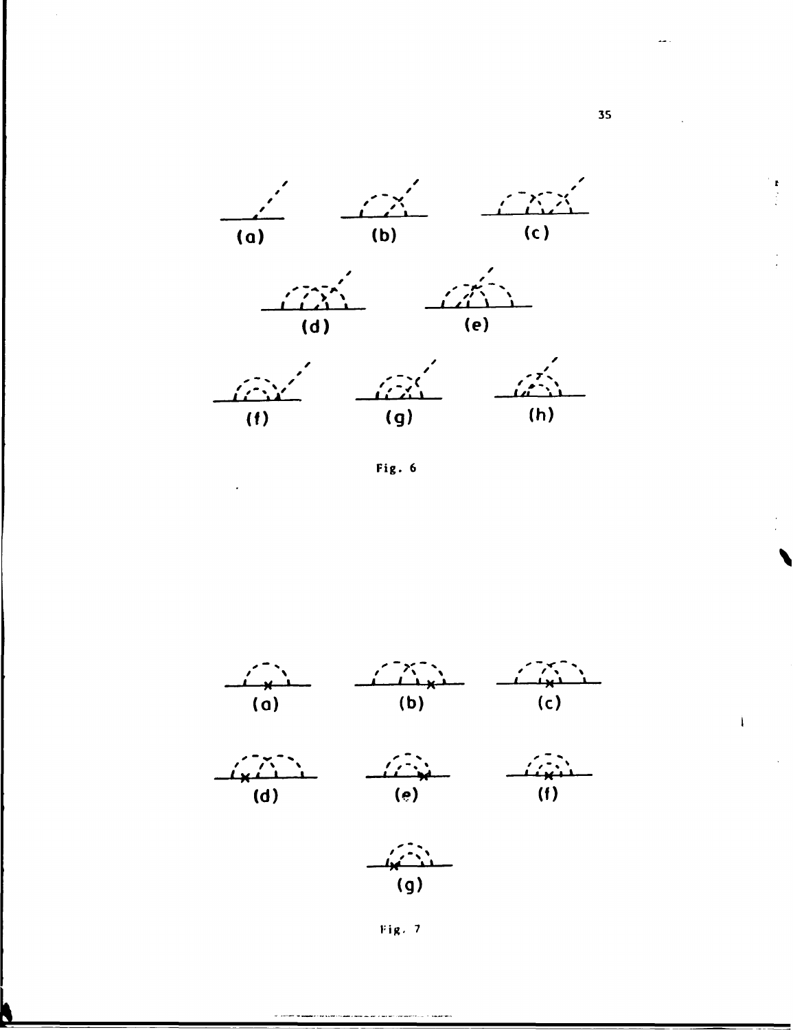(a) (b) (c)

(d) (e)

(f) (g) (h)

Fig. 6

(a) (b) (c)

(d) (e) (f)

(g)

Fig. 7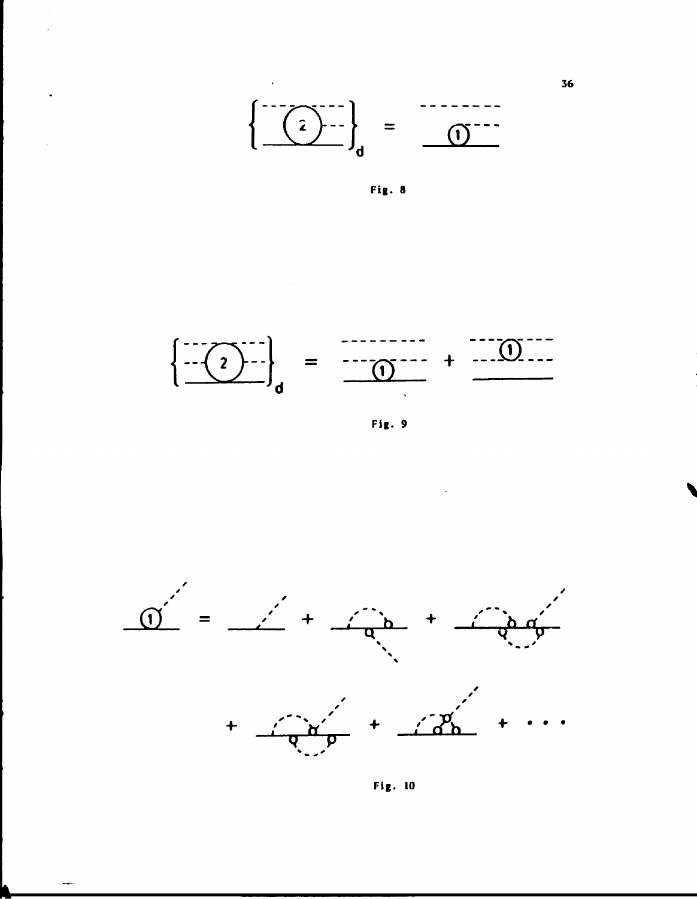Fig. 8

Fig. 9

Fig. 10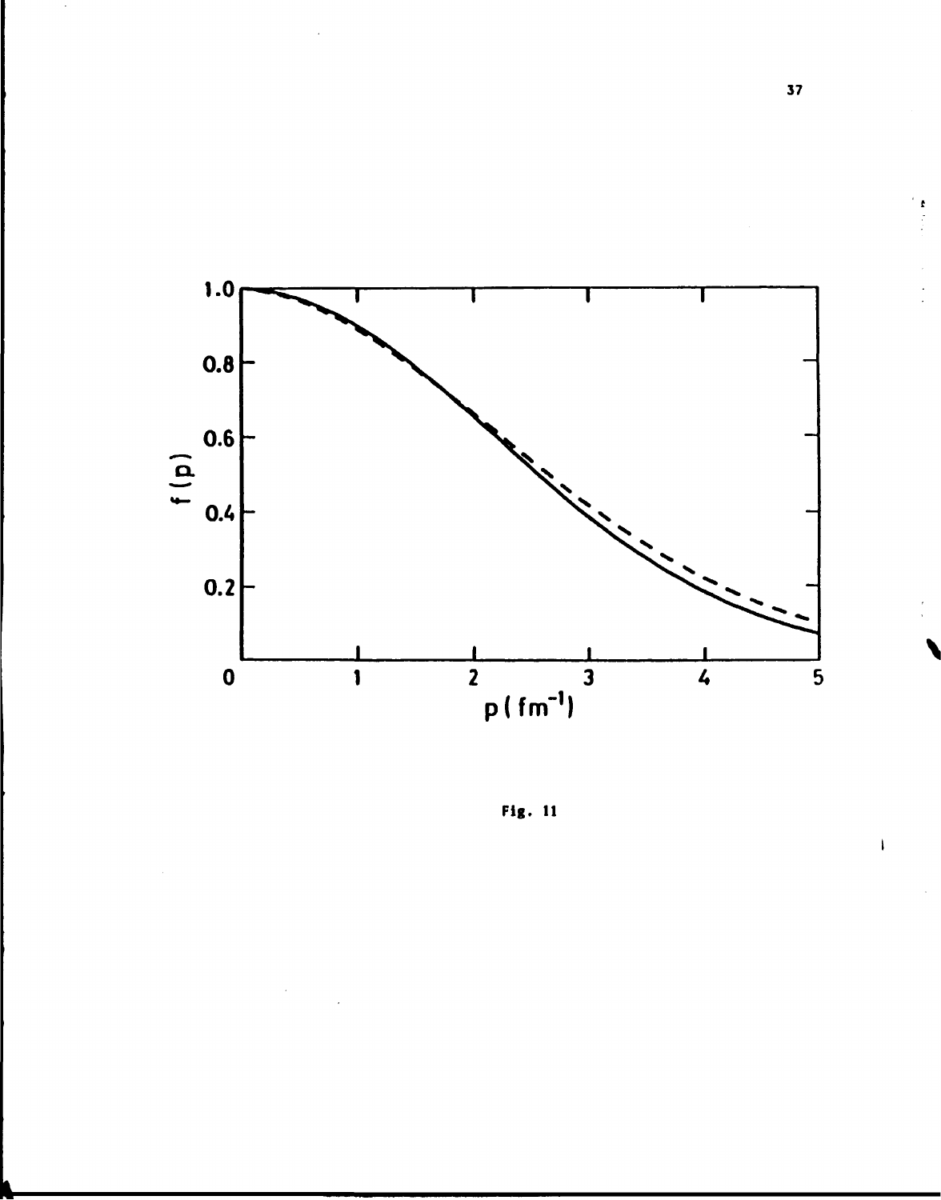Fig. 11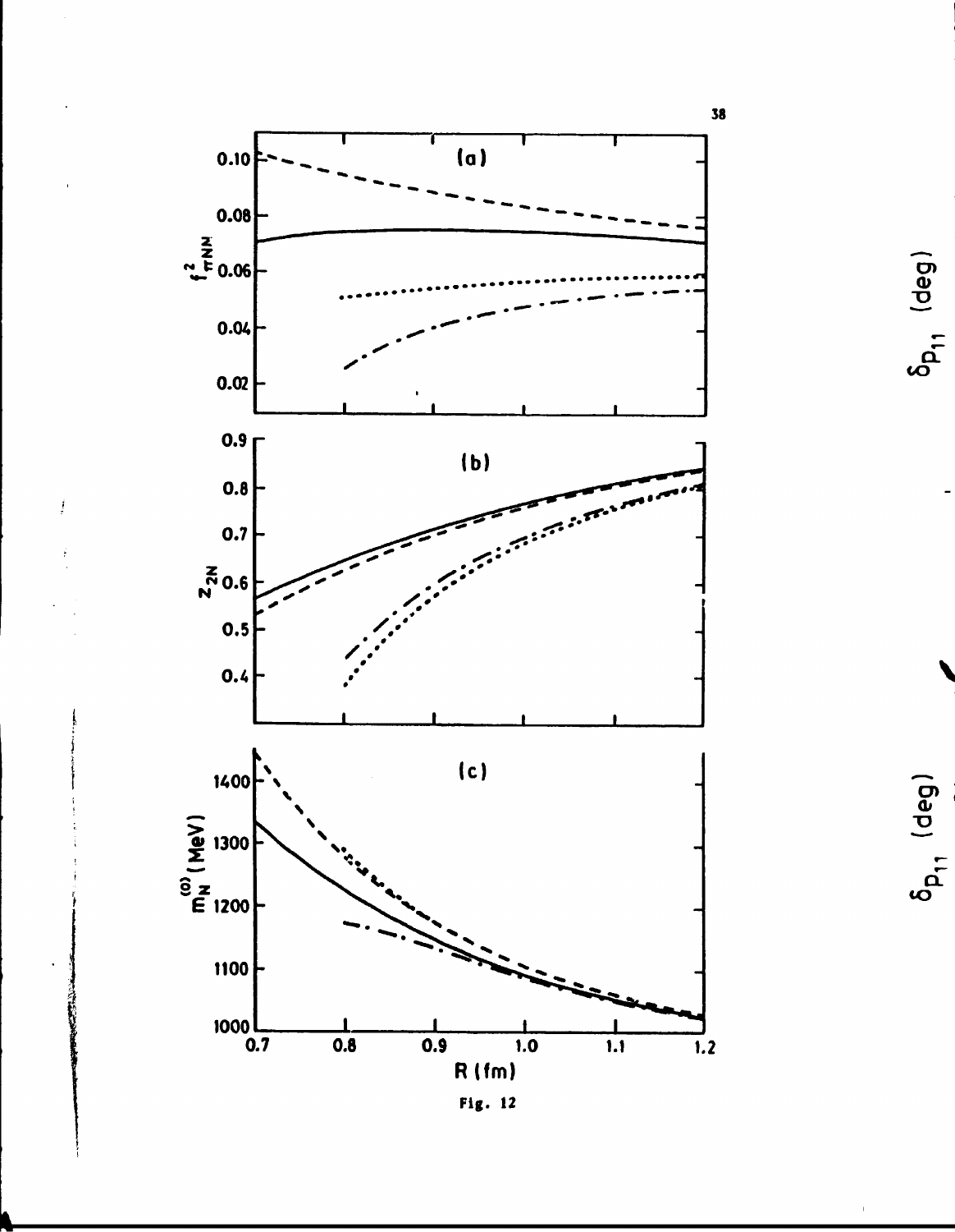Fig. 12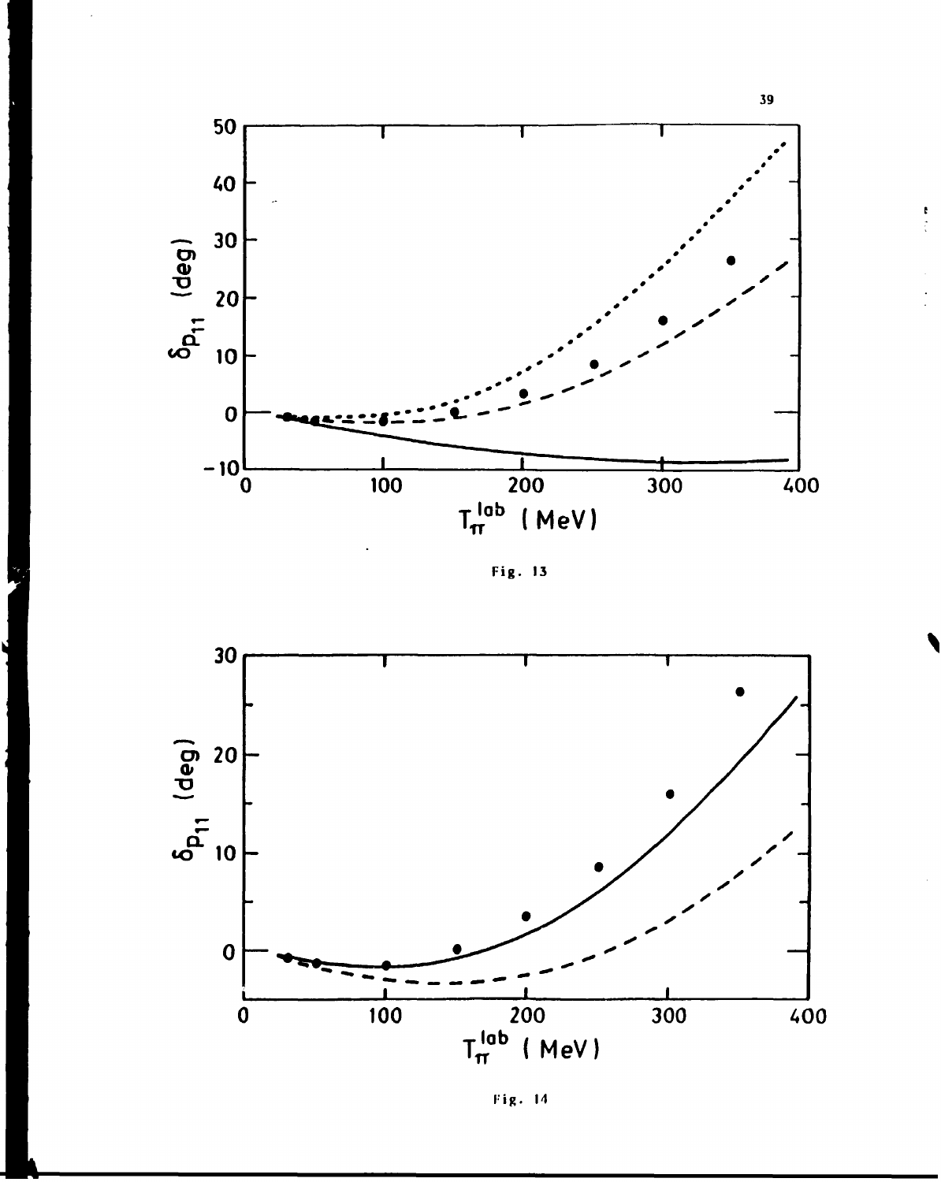Fig. 13

Fig. 14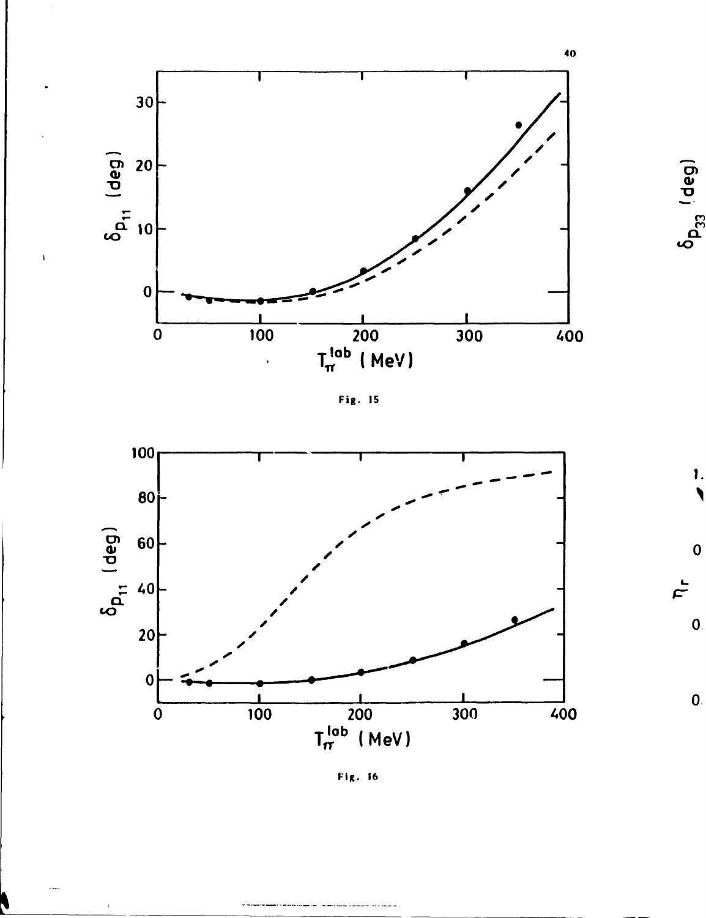Fig. 15

Fig. 16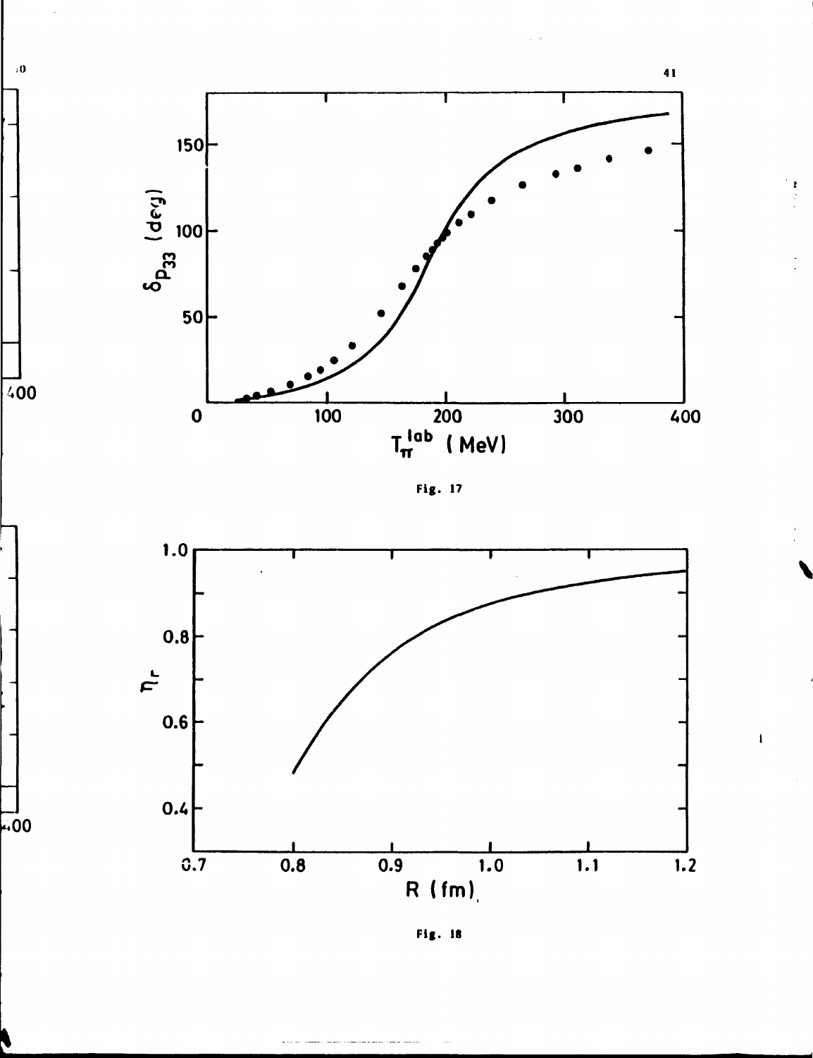Fig. 17

Fig. 18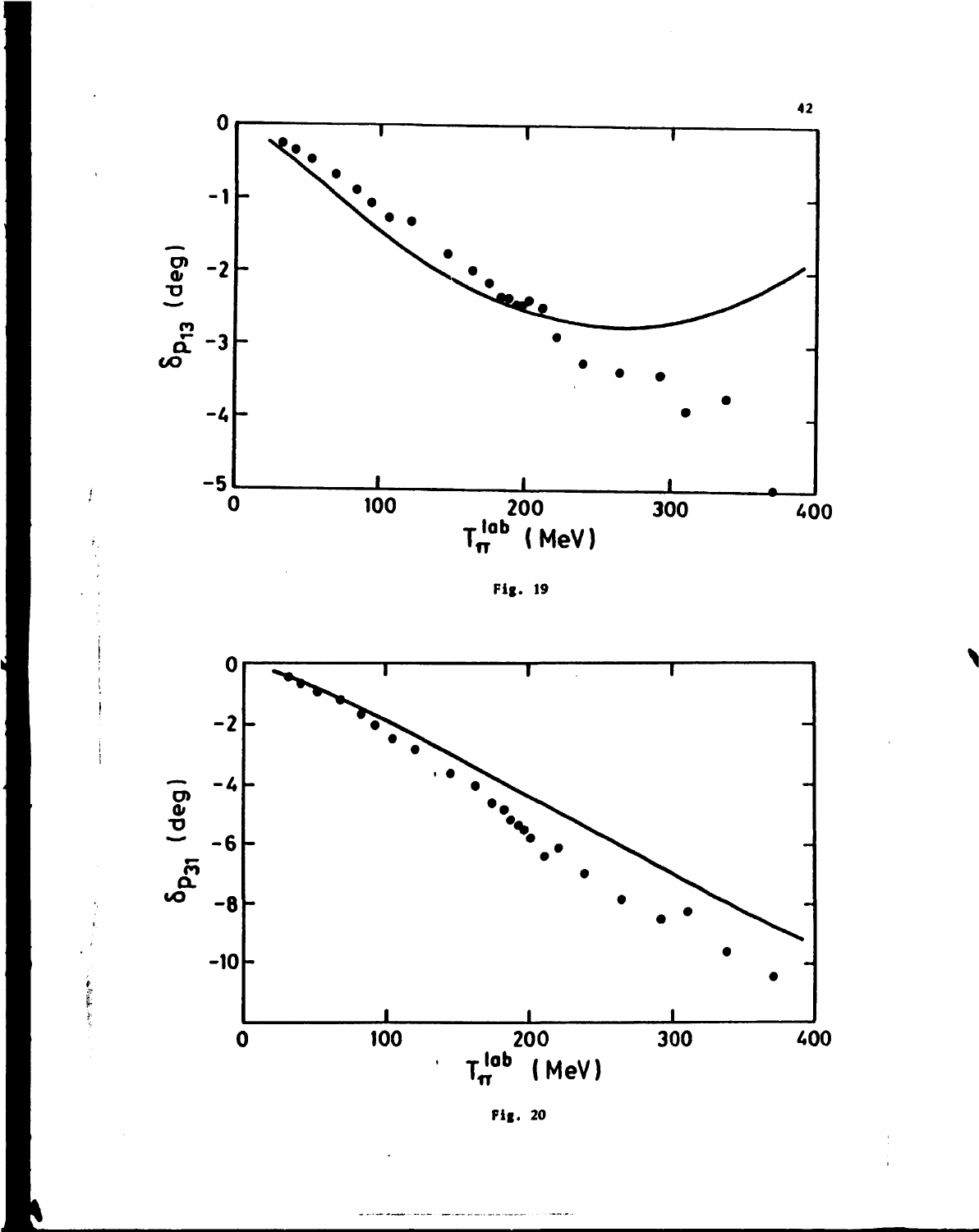0

-1

-2

-3

-4

-5

$\delta_{P_{13}}$ (deg)

0 100 200 300 400

$T_{\pi}^{lab}$ (MeV)

Fig. 19

0

-2

-4

-6

-8

-10

$\delta_{P_{31}}$ (deg)

0 100 200 300 400

$T_{\pi}^{lab}$ (MeV)

Fig. 20